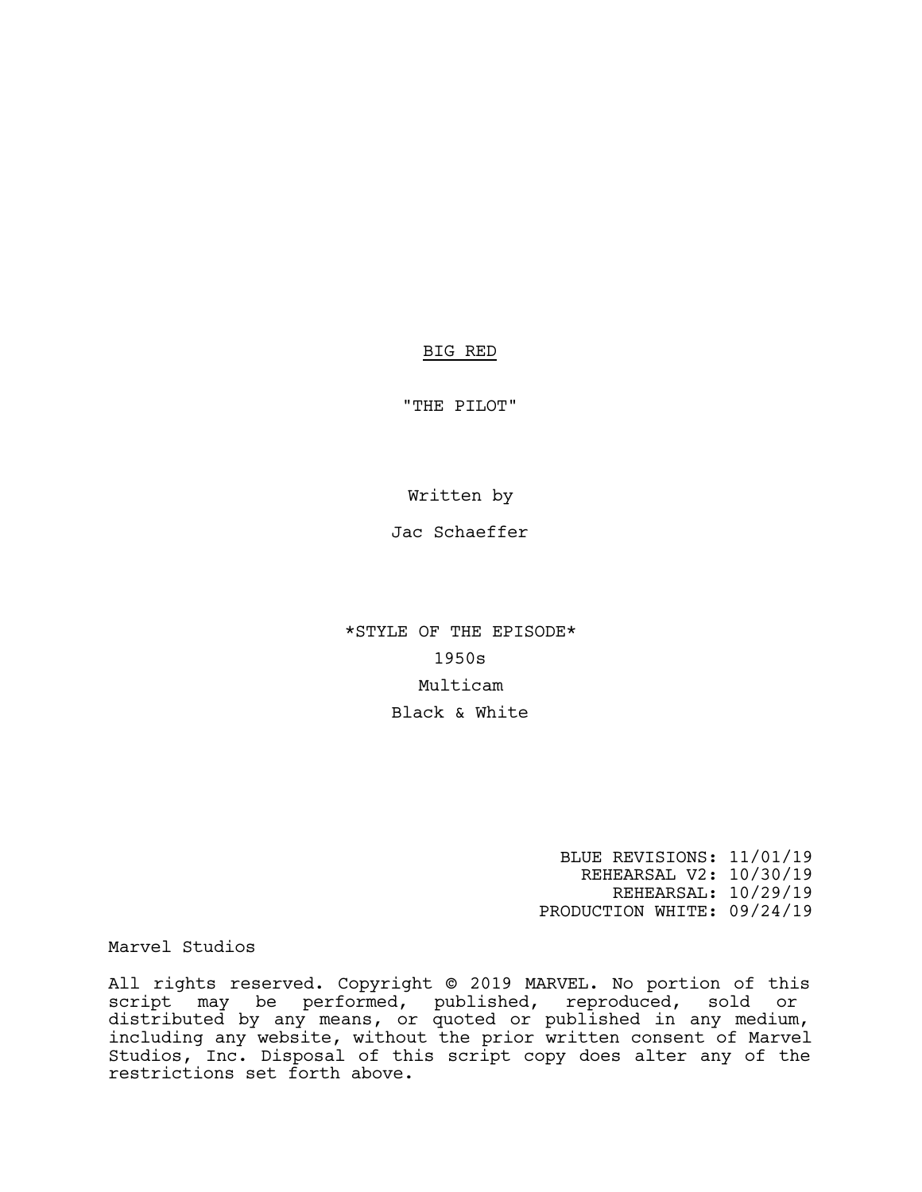# BIG RED

"THE PILOT"

Written by

Jac Schaeffer

*STYLE OF THE EPISODE*

1950s

Multicam

Black & White

BLUE REVISIONS: 11/01/19
REHEARSAL V2: 10/30/19
REHEARSAL: 10/29/19
PRODUCTION WHITE: 09/24/19

Marvel Studios

All rights reserved. Copyright © 2019 MARVEL. No portion of this script may be performed, published, reproduced, sold or distributed by any means, or quoted or published in any medium, including any website, without the prior written consent of Marvel Studios, Inc. Disposal of this script copy does alter any of the restrictions set forth above.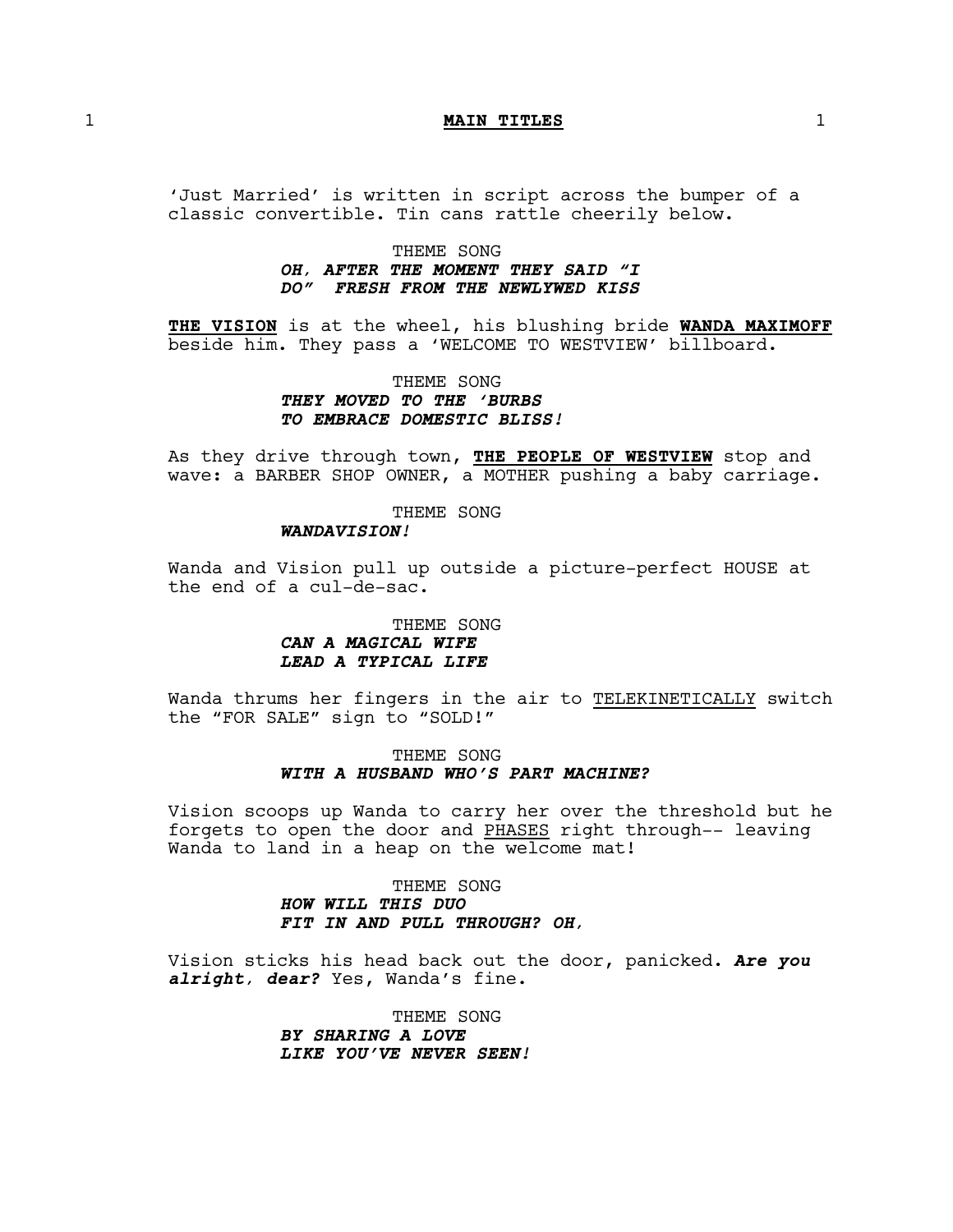1 **MAIN TITLES** 1

'Just Married' is written in script across the bumper of a classic convertible. Tin cans rattle cheerily below.

THEME SONG
***OH, AFTER THE MOMENT THEY SAID "I DO" FRESH FROM THE NEWLYWED KISS***

**THE VISION** is at the wheel, his blushing bride **WANDA MAXIMOFF** beside him. They pass a 'WELCOME TO WESTVIEW' billboard.

THEME SONG
***THEY MOVED TO THE 'BURBS***
***TO EMBRACE DOMESTIC BLISS!***

As they drive through town, **THE PEOPLE OF WESTVIEW** stop and wave: a BARBER SHOP OWNER, a MOTHER pushing a baby carriage.

THEME SONG
***WANDAVISION!***

Wanda and Vision pull up outside a picture-perfect HOUSE at the end of a cul-de-sac.

THEME SONG
***CAN A MAGICAL WIFE***
***LEAD A TYPICAL LIFE***

Wanda thrums her fingers in the air to TELEKINETICALLY switch the "FOR SALE" sign to "SOLD!"

THEME SONG
***WITH A HUSBAND WHO'S PART MACHINE?***

Vision scoops up Wanda to carry her over the threshold but he forgets to open the door and PHASES right through-- leaving Wanda to land in a heap on the welcome mat!

THEME SONG
***HOW WILL THIS DUO***
***FIT IN AND PULL THROUGH? OH,***

Vision sticks his head back out the door, panicked. ***Are you alright, dear?*** Yes, Wanda's fine.

THEME SONG
***BY SHARING A LOVE***
***LIKE YOU'VE NEVER SEEN!***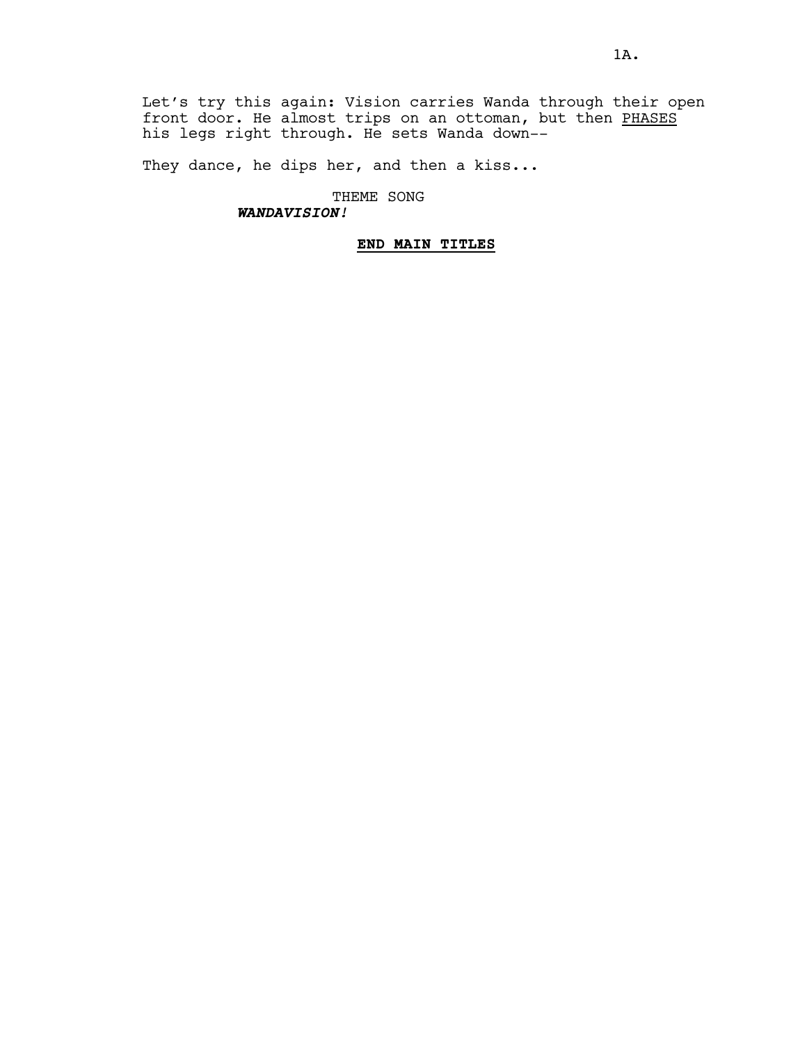Let's try this again: Vision carries Wanda through their open front door. He almost trips on an ottoman, but then <u>PHASES</u> his legs right through. He sets Wanda down--

They dance, he dips her, and then a kiss...

THEME SONG
***WANDAVISION!***

**<u>END MAIN TITLES</u>**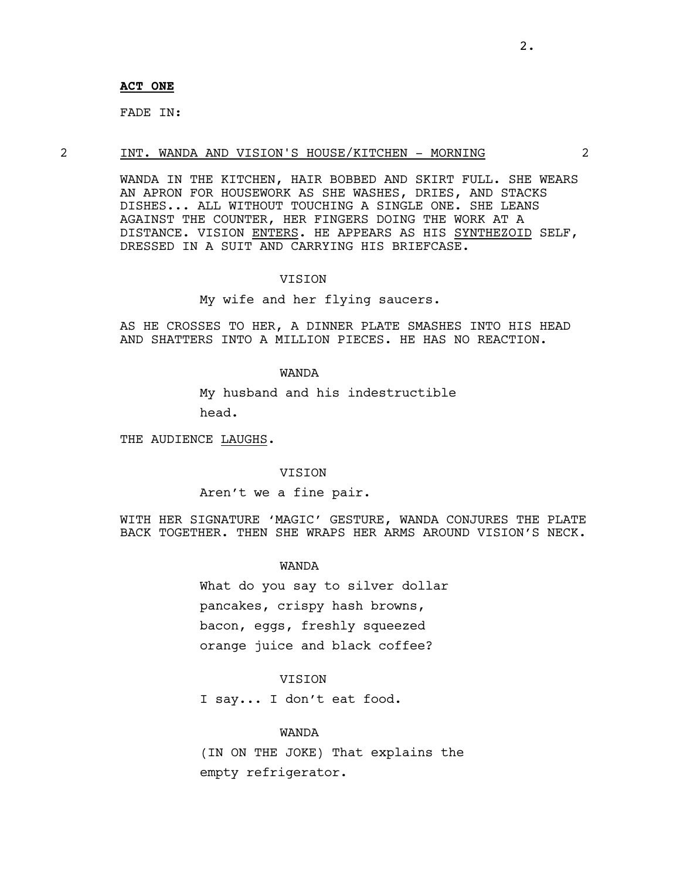**ACT ONE**

FADE IN:

2 INT. WANDA AND VISION'S HOUSE/KITCHEN - MORNING 2

WANDA IN THE KITCHEN, HAIR BOBBED AND SKIRT FULL. SHE WEARS AN APRON FOR HOUSEWORK AS SHE WASHES, DRIES, AND STACKS DISHES... ALL WITHOUT TOUCHING A SINGLE ONE. SHE LEANS AGAINST THE COUNTER, HER FINGERS DOING THE WORK AT A DISTANCE. VISION <u>ENTERS</u>. HE APPEARS AS HIS <u>SYNTHEZOID</u> SELF, DRESSED IN A SUIT AND CARRYING HIS BRIEFCASE.

VISION

My wife and her flying saucers.

AS HE CROSSES TO HER, A DINNER PLATE SMASHES INTO HIS HEAD AND SHATTERS INTO A MILLION PIECES. HE HAS NO REACTION.

WANDA

My husband and his indestructible head.

THE AUDIENCE <u>LAUGHS</u>.

VISION

Aren't we a fine pair.

WITH HER SIGNATURE 'MAGIC' GESTURE, WANDA CONJURES THE PLATE BACK TOGETHER. THEN SHE WRAPS HER ARMS AROUND VISION'S NECK.

WANDA

What do you say to silver dollar pancakes, crispy hash browns, bacon, eggs, freshly squeezed orange juice and black coffee?

VISION

I say... I don't eat food.

WANDA

(IN ON THE JOKE) That explains the empty refrigerator.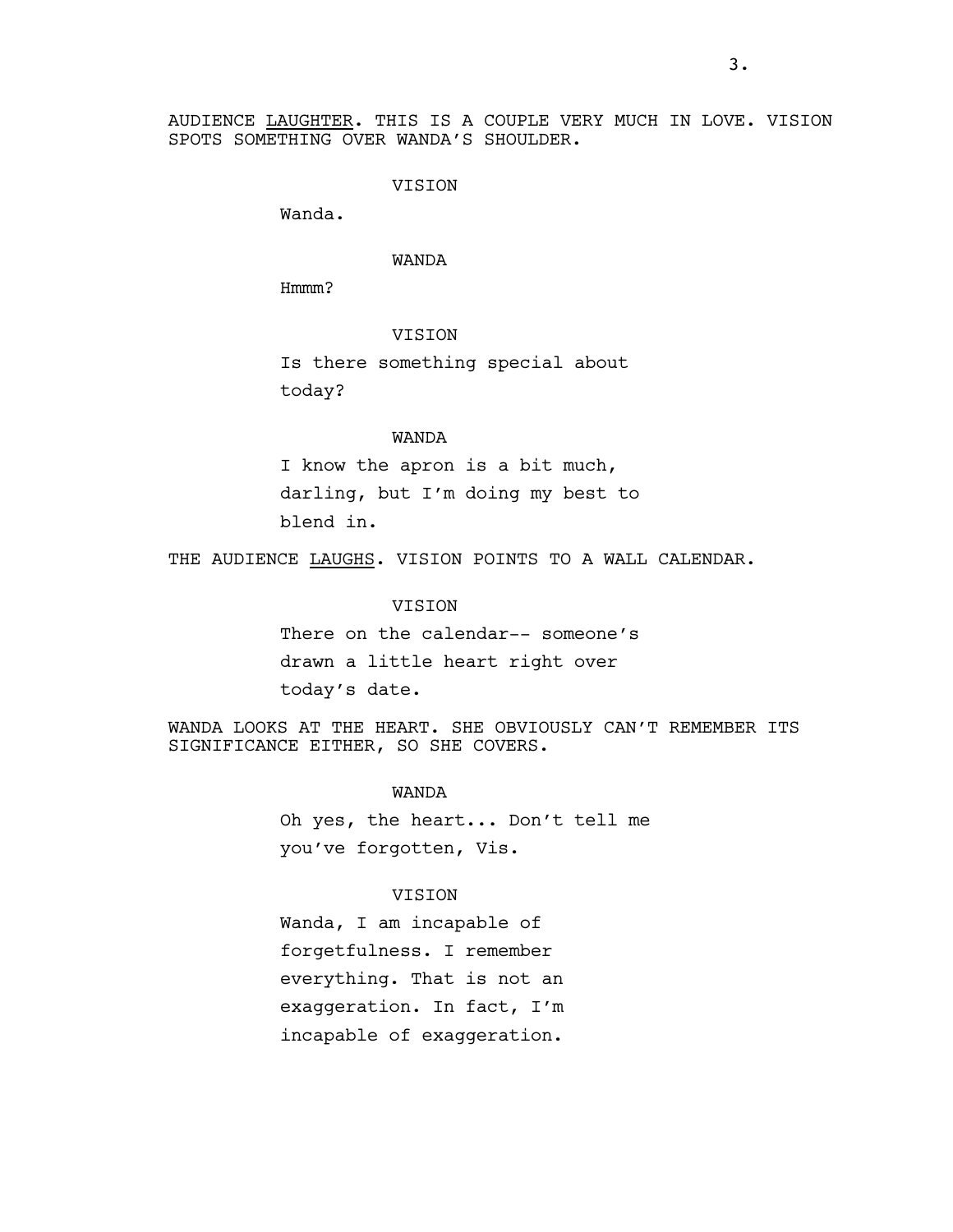AUDIENCE LAUGHTER. THIS IS A COUPLE VERY MUCH IN LOVE. VISION SPOTS SOMETHING OVER WANDA'S SHOULDER.

VISION

Wanda.

WANDA

Hmmm?

VISION

Is there something special about today?

WANDA

I know the apron is a bit much, darling, but I'm doing my best to blend in.

THE AUDIENCE LAUGHS. VISION POINTS TO A WALL CALENDAR.

VISION

There on the calendar-- someone's drawn a little heart right over today's date.

WANDA LOOKS AT THE HEART. SHE OBVIOUSLY CAN'T REMEMBER ITS SIGNIFICANCE EITHER, SO SHE COVERS.

WANDA

Oh yes, the heart... Don't tell me you've forgotten, Vis.

VISION

Wanda, I am incapable of forgetfulness. I remember everything. That is not an exaggeration. In fact, I'm incapable of exaggeration.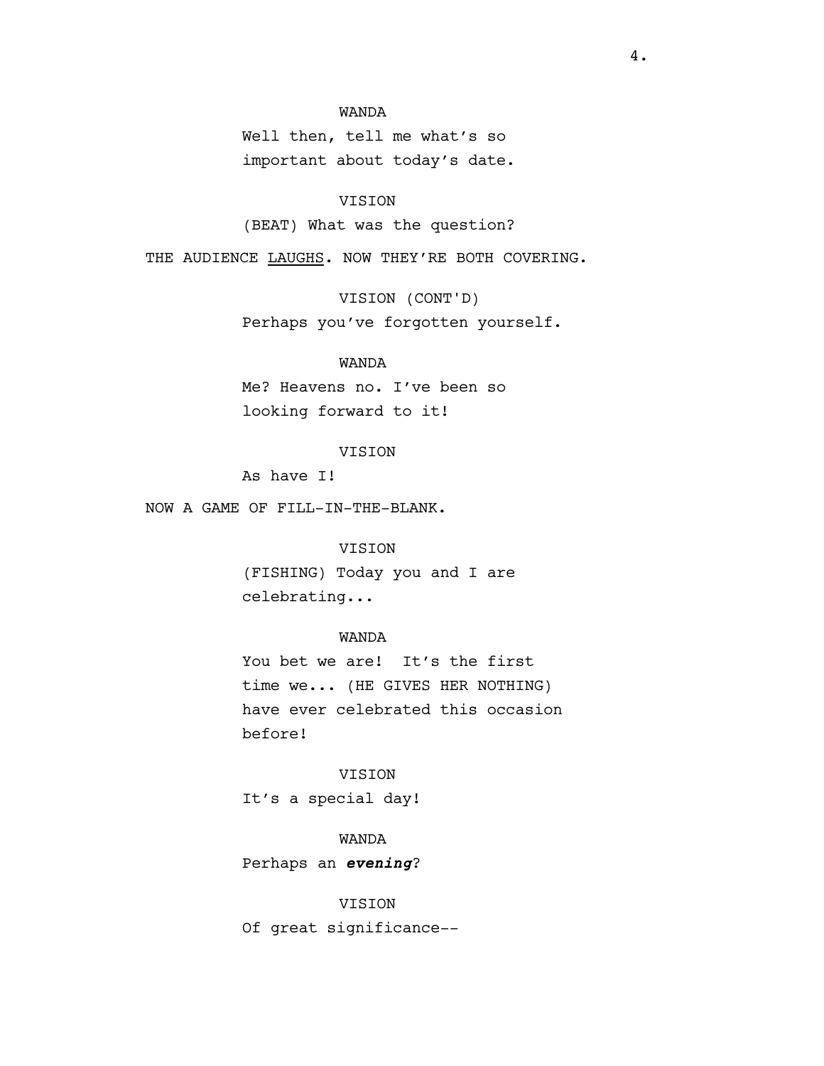WANDA

Well then, tell me what's so important about today's date.

VISION

(BEAT) What was the question?

THE AUDIENCE LAUGHS. NOW THEY'RE BOTH COVERING.

VISION (CONT'D)

Perhaps you've forgotten yourself.

WANDA

Me? Heavens no. I've been so looking forward to it!

VISION

As have I!

NOW A GAME OF FILL-IN-THE-BLANK.

VISION

(FISHING) Today you and I are celebrating...

WANDA

You bet we are! It's the first time we... (HE GIVES HER NOTHING) have ever celebrated this occasion before!

VISION

It's a special day!

WANDA

Perhaps an ***evening***?

VISION

Of great significance--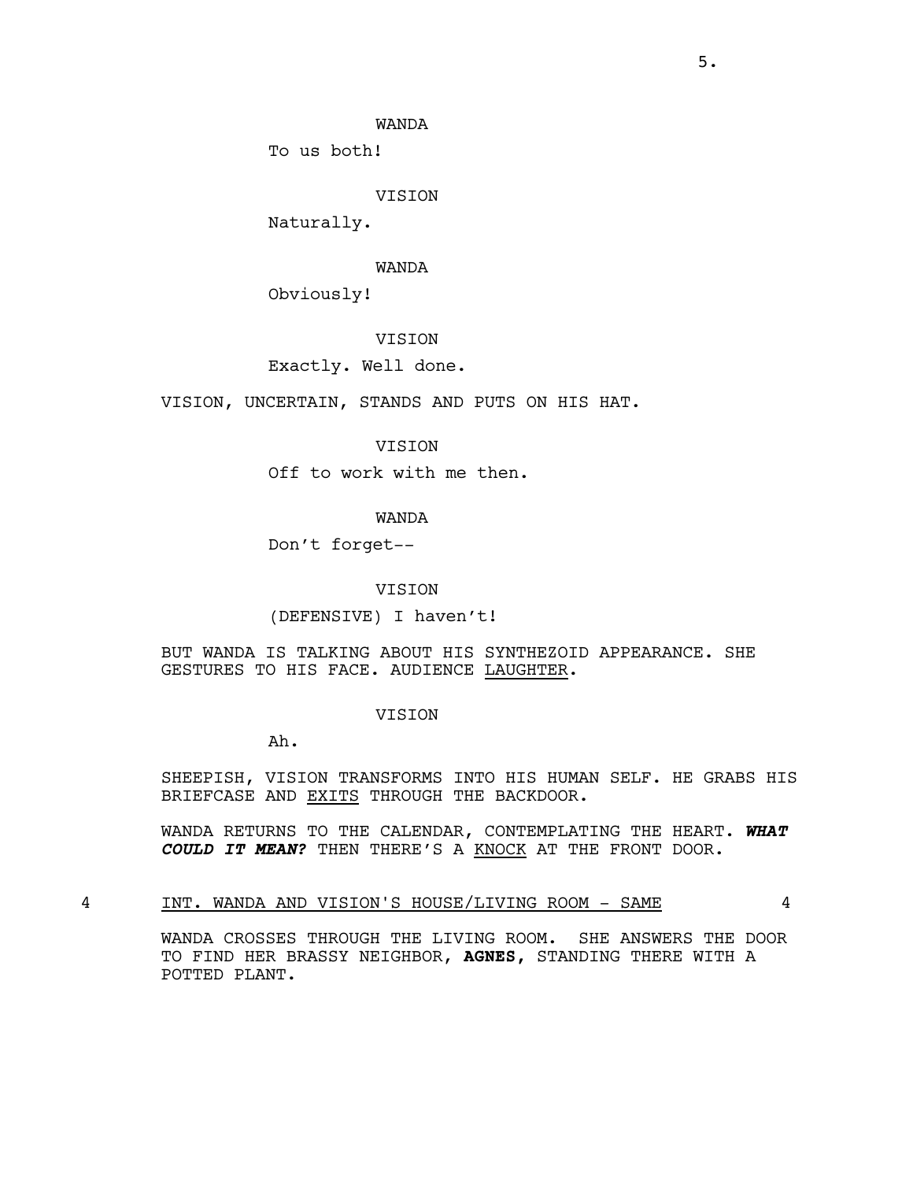WANDA

To us both!

VISION

Naturally.

WANDA

Obviously!

VISION

Exactly. Well done.

VISION, UNCERTAIN, STANDS AND PUTS ON HIS HAT.

VISION

Off to work with me then.

WANDA

Don't forget--

VISION

(DEFENSIVE) I haven't!

BUT WANDA IS TALKING ABOUT HIS SYNTHEZOID APPEARANCE. SHE GESTURES TO HIS FACE. AUDIENCE LAUGHTER.

VISION

Ah.

SHEEPISH, VISION TRANSFORMS INTO HIS HUMAN SELF. HE GRABS HIS BRIEFCASE AND EXITS THROUGH THE BACKDOOR.

WANDA RETURNS TO THE CALENDAR, CONTEMPLATING THE HEART. ***WHAT COULD IT MEAN?*** THEN THERE'S A KNOCK AT THE FRONT DOOR.

4 INT. WANDA AND VISION'S HOUSE/LIVING ROOM - SAME 4

WANDA CROSSES THROUGH THE LIVING ROOM. SHE ANSWERS THE DOOR TO FIND HER BRASSY NEIGHBOR, **AGNES**, STANDING THERE WITH A POTTED PLANT.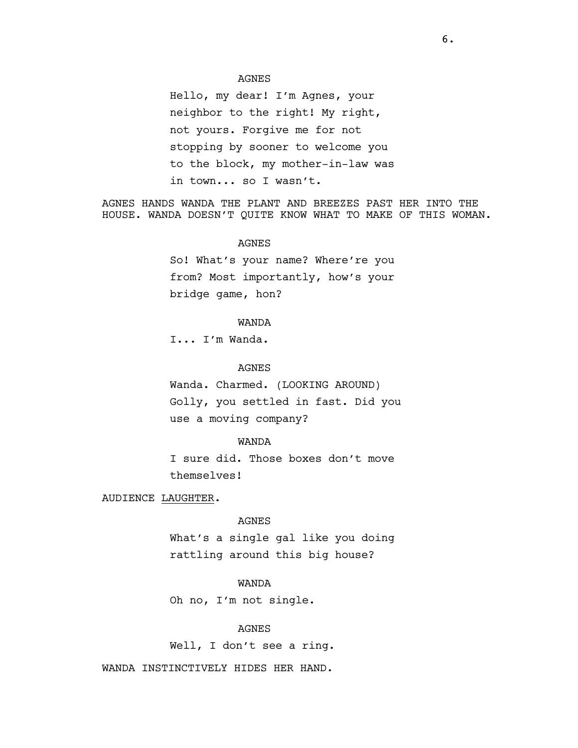AGNES

Hello, my dear! I'm Agnes, your neighbor to the right! My right, not yours. Forgive me for not stopping by sooner to welcome you to the block, my mother-in-law was in town... so I wasn't.

AGNES HANDS WANDA THE PLANT AND BREEZES PAST HER INTO THE HOUSE. WANDA DOESN'T QUITE KNOW WHAT TO MAKE OF THIS WOMAN.

AGNES

So! What's your name? Where're you from? Most importantly, how's your bridge game, hon?

WANDA

I... I'm Wanda.

AGNES

Wanda. Charmed. (LOOKING AROUND) Golly, you settled in fast. Did you use a moving company?

WANDA

I sure did. Those boxes don't move themselves!

AUDIENCE <u>LAUGHTER</u>.

AGNES

What's a single gal like you doing rattling around this big house?

WANDA

Oh no, I'm not single.

AGNES

Well, I don't see a ring.

WANDA INSTINCTIVELY HIDES HER HAND.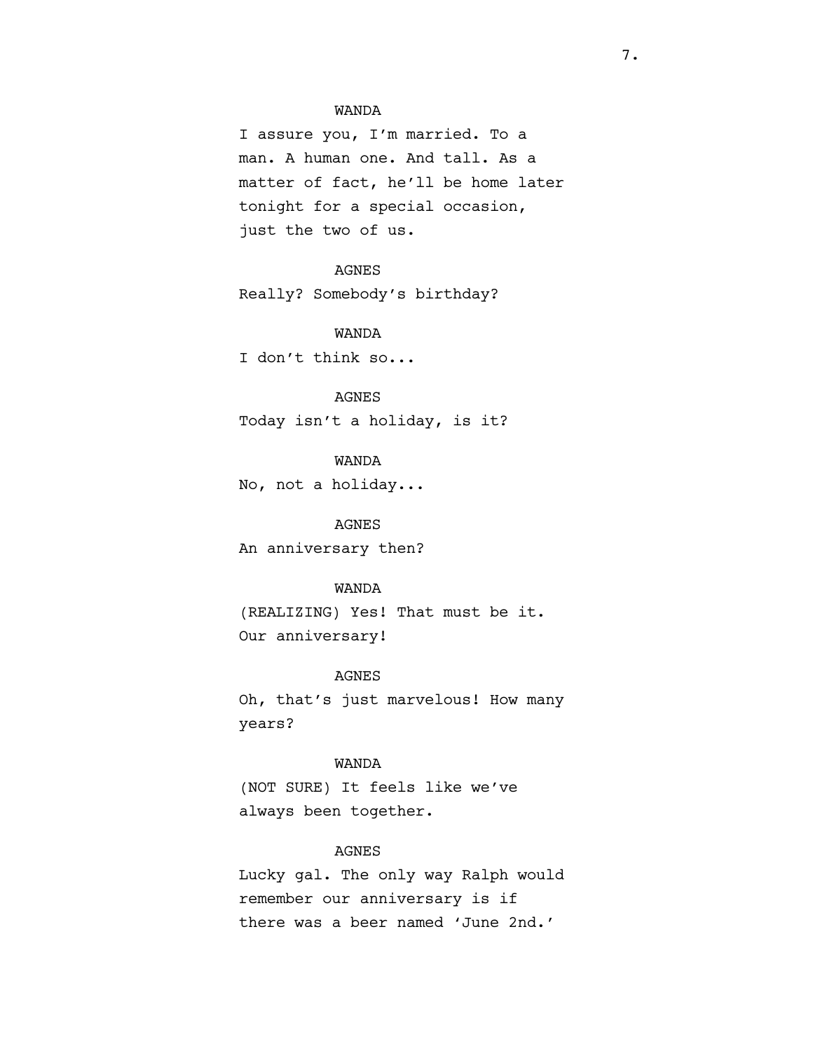WANDA

I assure you, I'm married. To a man. A human one. And tall. As a matter of fact, he'll be home later tonight for a special occasion, just the two of us.

AGNES

Really? Somebody's birthday?

WANDA

I don't think so...

AGNES

Today isn't a holiday, is it?

WANDA

No, not a holiday...

AGNES

An anniversary then?

WANDA

(REALIZING) Yes! That must be it. Our anniversary!

AGNES

Oh, that's just marvelous! How many years?

WANDA

(NOT SURE) It feels like we've always been together.

AGNES

Lucky gal. The only way Ralph would remember our anniversary is if there was a beer named 'June 2nd.'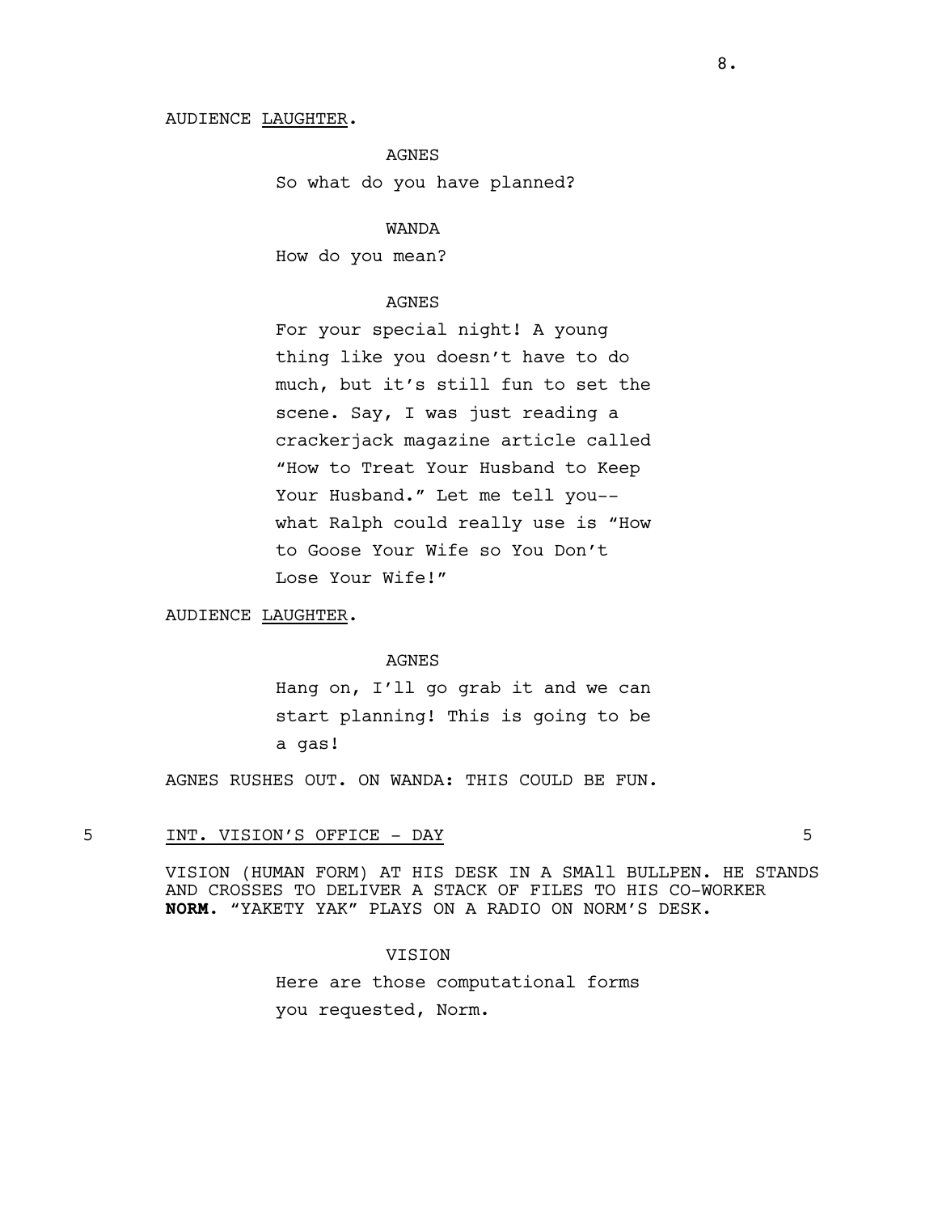AUDIENCE LAUGHTER.

AGNES

So what do you have planned?

WANDA

How do you mean?

AGNES

For your special night! A young thing like you doesn't have to do much, but it's still fun to set the scene. Say, I was just reading a crackerjack magazine article called "How to Treat Your Husband to Keep Your Husband." Let me tell you-- what Ralph could really use is "How to Goose Your Wife so You Don't Lose Your Wife!"

AUDIENCE LAUGHTER.

AGNES

Hang on, I'll go grab it and we can start planning! This is going to be a gas!

AGNES RUSHES OUT. ON WANDA: THIS COULD BE FUN.

5 INT. VISION'S OFFICE - DAY 5

VISION (HUMAN FORM) AT HIS DESK IN A SMAll BULLPEN. HE STANDS AND CROSSES TO DELIVER A STACK OF FILES TO HIS CO-WORKER **NORM.** "YAKETY YAK" PLAYS ON A RADIO ON NORM'S DESK.

VISION

Here are those computational forms you requested, Norm.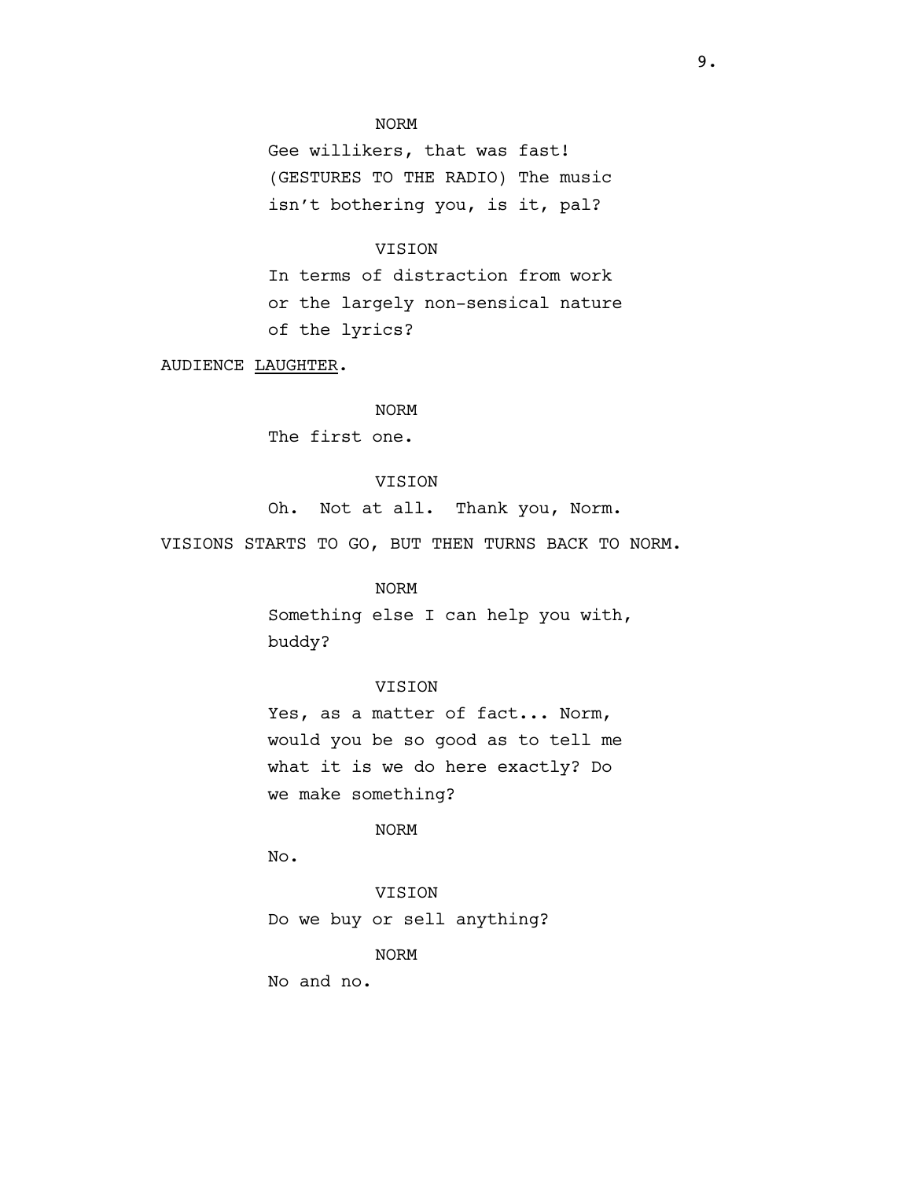NORM

Gee willikers, that was fast! (GESTURES TO THE RADIO) The music isn't bothering you, is it, pal?

VISION

In terms of distraction from work or the largely non-sensical nature of the lyrics?

AUDIENCE LAUGHTER.

NORM

The first one.

VISION

Oh. Not at all. Thank you, Norm.

VISIONS STARTS TO GO, BUT THEN TURNS BACK TO NORM.

NORM

Something else I can help you with, buddy?

VISION

Yes, as a matter of fact... Norm, would you be so good as to tell me what it is we do here exactly? Do we make something?

NORM

No.

VISION

Do we buy or sell anything?

NORM

No and no.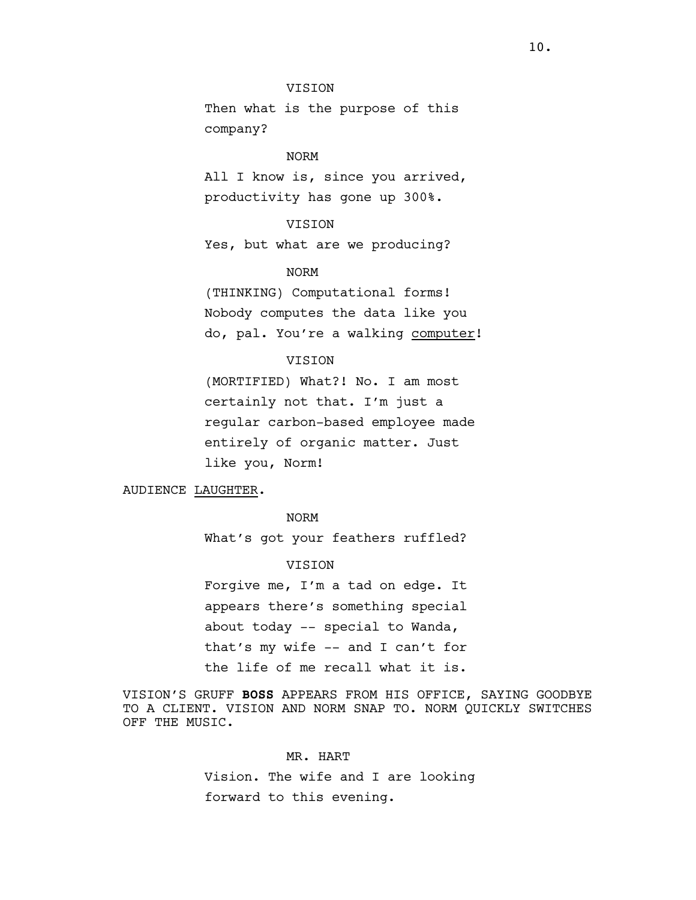VISION

Then what is the purpose of this company?

NORM

All I know is, since you arrived, productivity has gone up 300%.

VISION

Yes, but what are we producing?

NORM

(THINKING) Computational forms! Nobody computes the data like you do, pal. You're a walking <u>computer</u>!

VISION

(MORTIFIED) What?! No. I am most certainly not that. I'm just a regular carbon-based employee made entirely of organic matter. Just like you, Norm!

AUDIENCE <u>LAUGHTER</u>.

NORM

What's got your feathers ruffled?

VISION

Forgive me, I'm a tad on edge. It appears there's something special about today -- special to Wanda, that's my wife -- and I can't for the life of me recall what it is.

VISION'S GRUFF **BOSS** APPEARS FROM HIS OFFICE, SAYING GOODBYE TO A CLIENT. VISION AND NORM SNAP TO. NORM QUICKLY SWITCHES OFF THE MUSIC.

MR. HART

Vision. The wife and I are looking forward to this evening.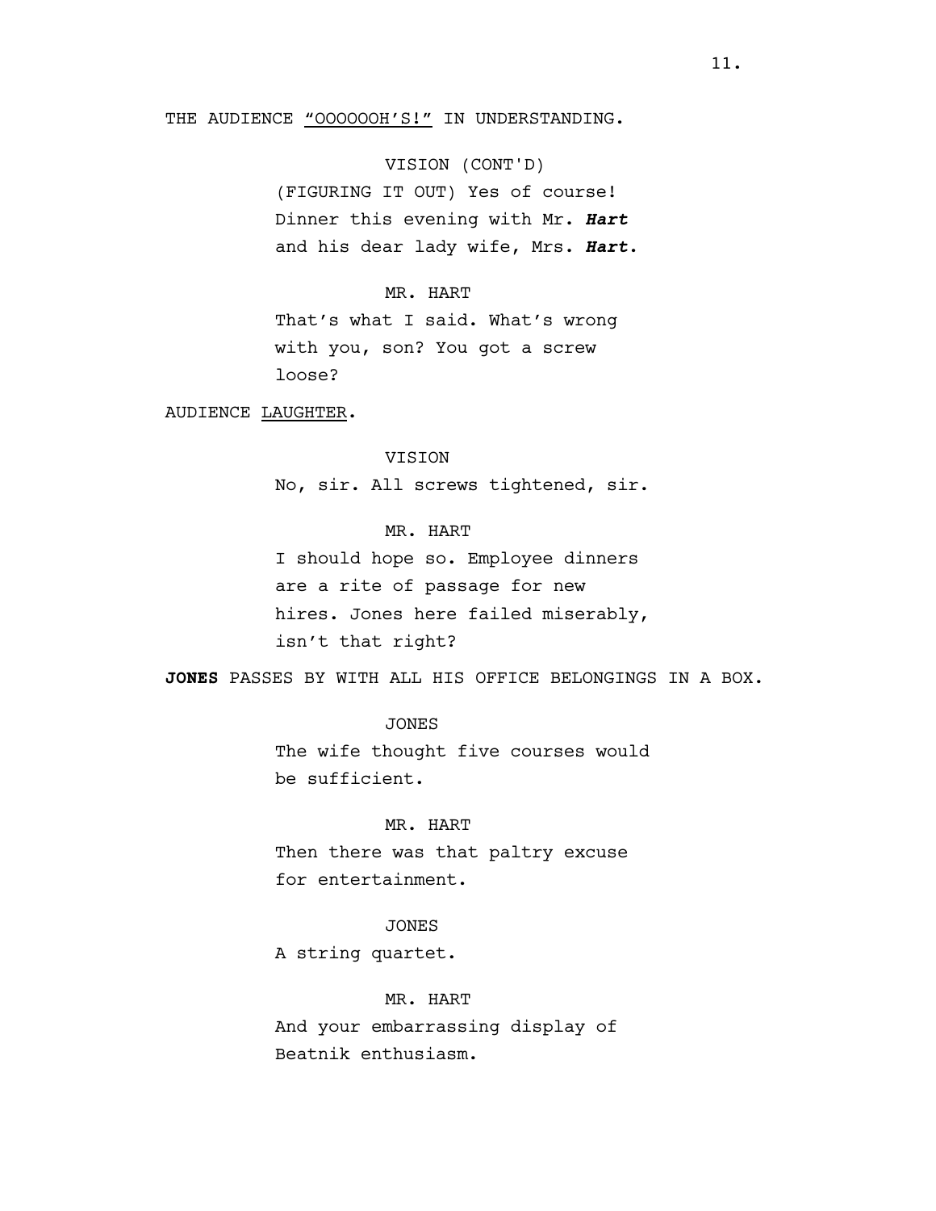THE AUDIENCE <u>“OOOOOOH’S!”</u> IN UNDERSTANDING.

VISION (CONT'D)

(FIGURING IT OUT) Yes of course! Dinner this evening with Mr. ***Hart*** and his dear lady wife, Mrs. ***Hart***.

MR. HART

That’s what I said. What’s wrong with you, son? You got a screw loose?

AUDIENCE <u>LAUGHTER</u>.

VISION

No, sir. All screws tightened, sir.

MR. HART

I should hope so. Employee dinners are a rite of passage for new hires. Jones here failed miserably, isn’t that right?

**JONES** PASSES BY WITH ALL HIS OFFICE BELONGINGS IN A BOX.

JONES

The wife thought five courses would be sufficient.

MR. HART

Then there was that paltry excuse for entertainment.

JONES

A string quartet.

MR. HART

And your embarrassing display of Beatnik enthusiasm.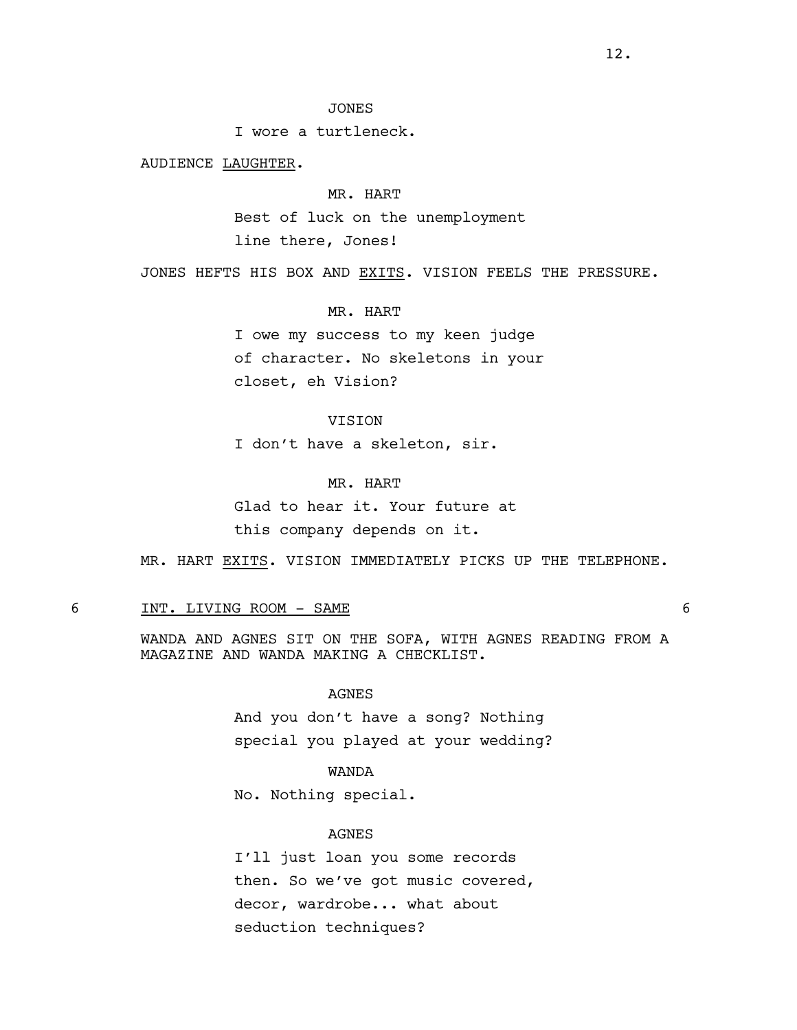JONES

I wore a turtleneck.

AUDIENCE LAUGHTER.

MR. HART

Best of luck on the unemployment line there, Jones!

JONES HEFTS HIS BOX AND EXITS. VISION FEELS THE PRESSURE.

MR. HART

I owe my success to my keen judge of character. No skeletons in your closet, eh Vision?

VISION

I don't have a skeleton, sir.

MR. HART

Glad to hear it. Your future at this company depends on it.

MR. HART EXITS. VISION IMMEDIATELY PICKS UP THE TELEPHONE.

6 INT. LIVING ROOM - SAME 6

WANDA AND AGNES SIT ON THE SOFA, WITH AGNES READING FROM A MAGAZINE AND WANDA MAKING A CHECKLIST.

AGNES

And you don't have a song? Nothing special you played at your wedding?

WANDA

No. Nothing special.

AGNES

I'll just loan you some records then. So we've got music covered, decor, wardrobe... what about seduction techniques?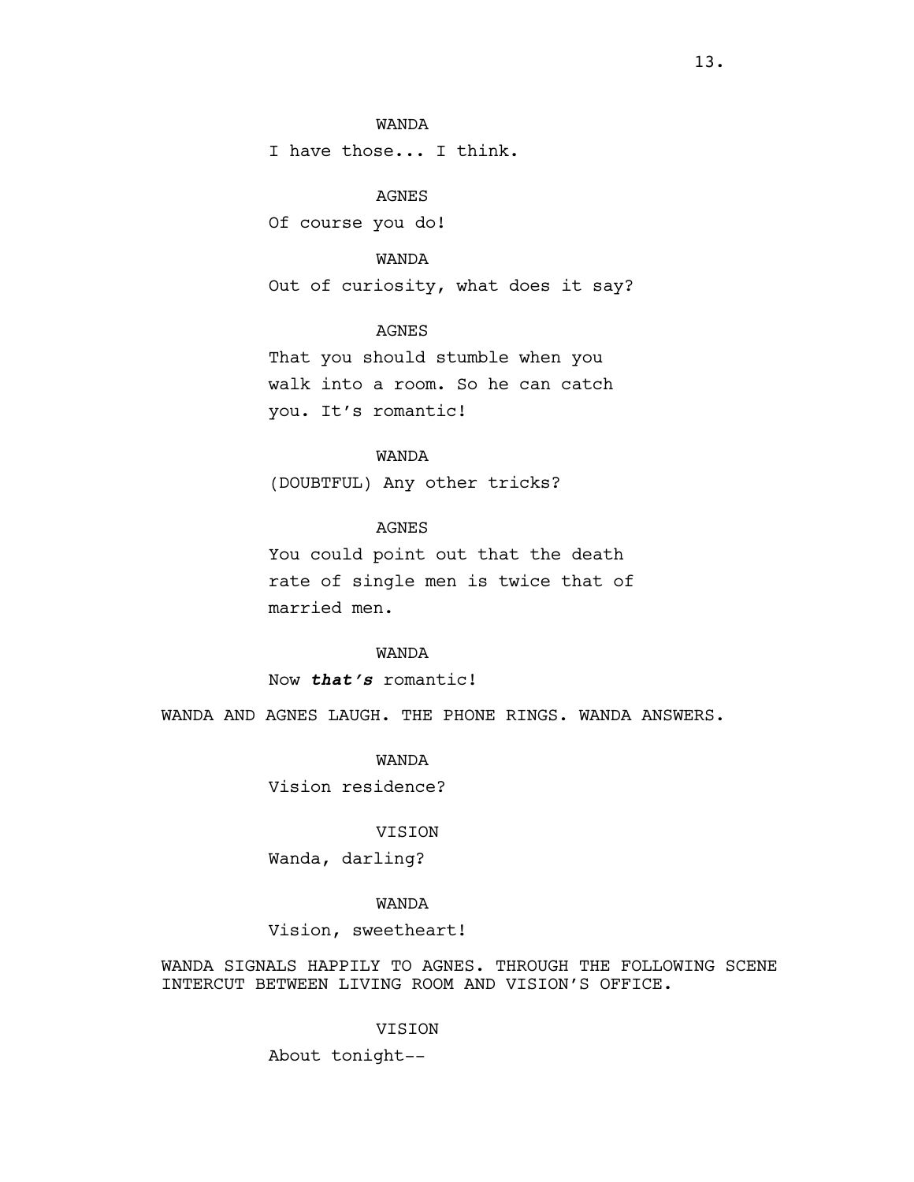WANDA

I have those... I think.

AGNES

Of course you do!

WANDA

Out of curiosity, what does it say?

AGNES

That you should stumble when you walk into a room. So he can catch you. It's romantic!

WANDA

(DOUBTFUL) Any other tricks?

AGNES

You could point out that the death rate of single men is twice that of married men.

WANDA

Now ***that's*** romantic!

WANDA AND AGNES LAUGH. THE PHONE RINGS. WANDA ANSWERS.

WANDA

Vision residence?

VISION

Wanda, darling?

WANDA

Vision, sweetheart!

WANDA SIGNALS HAPPILY TO AGNES. THROUGH THE FOLLOWING SCENE INTERCUT BETWEEN LIVING ROOM AND VISION'S OFFICE.

VISION

About tonight--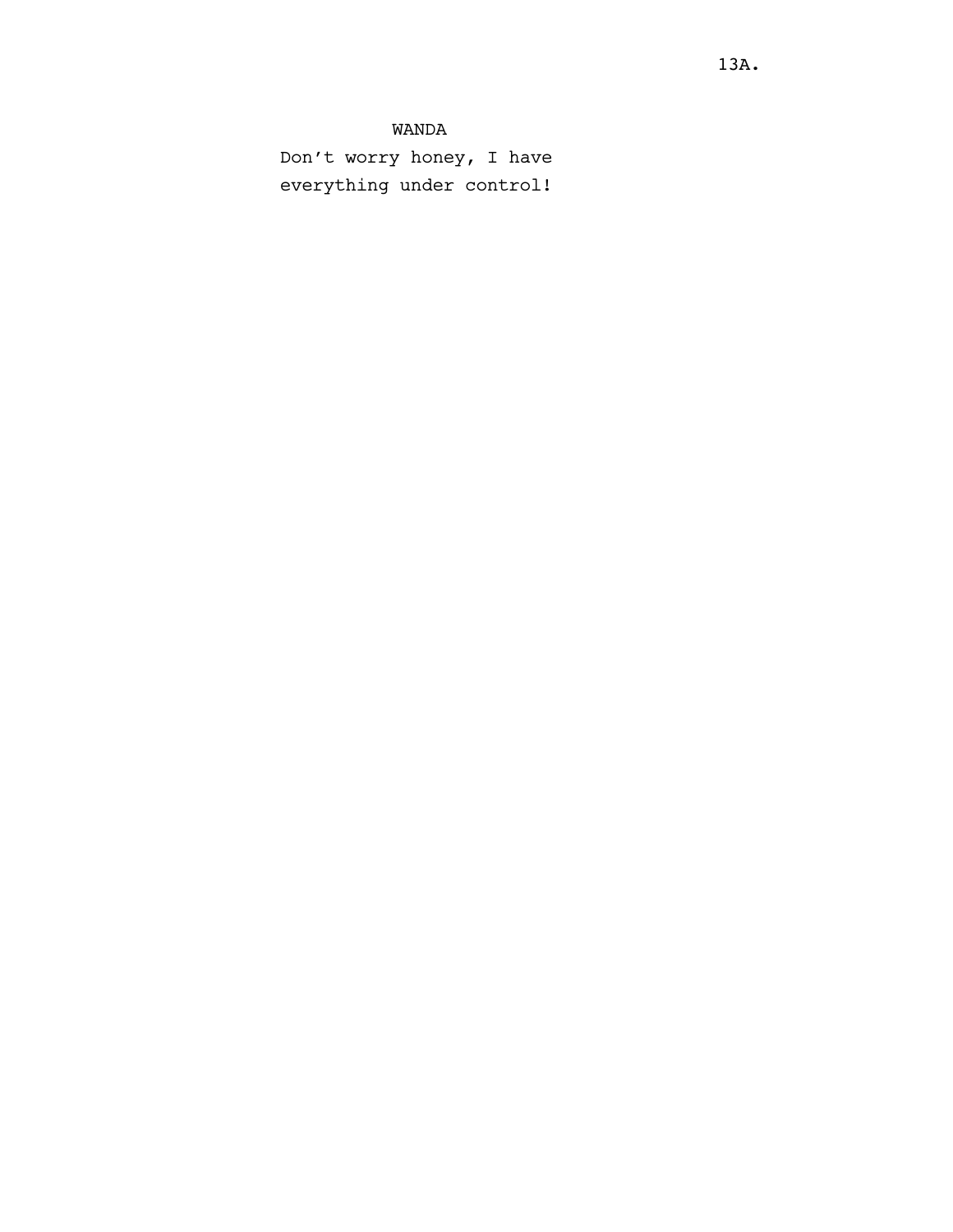WANDA

Don’t worry honey, I have everything under control!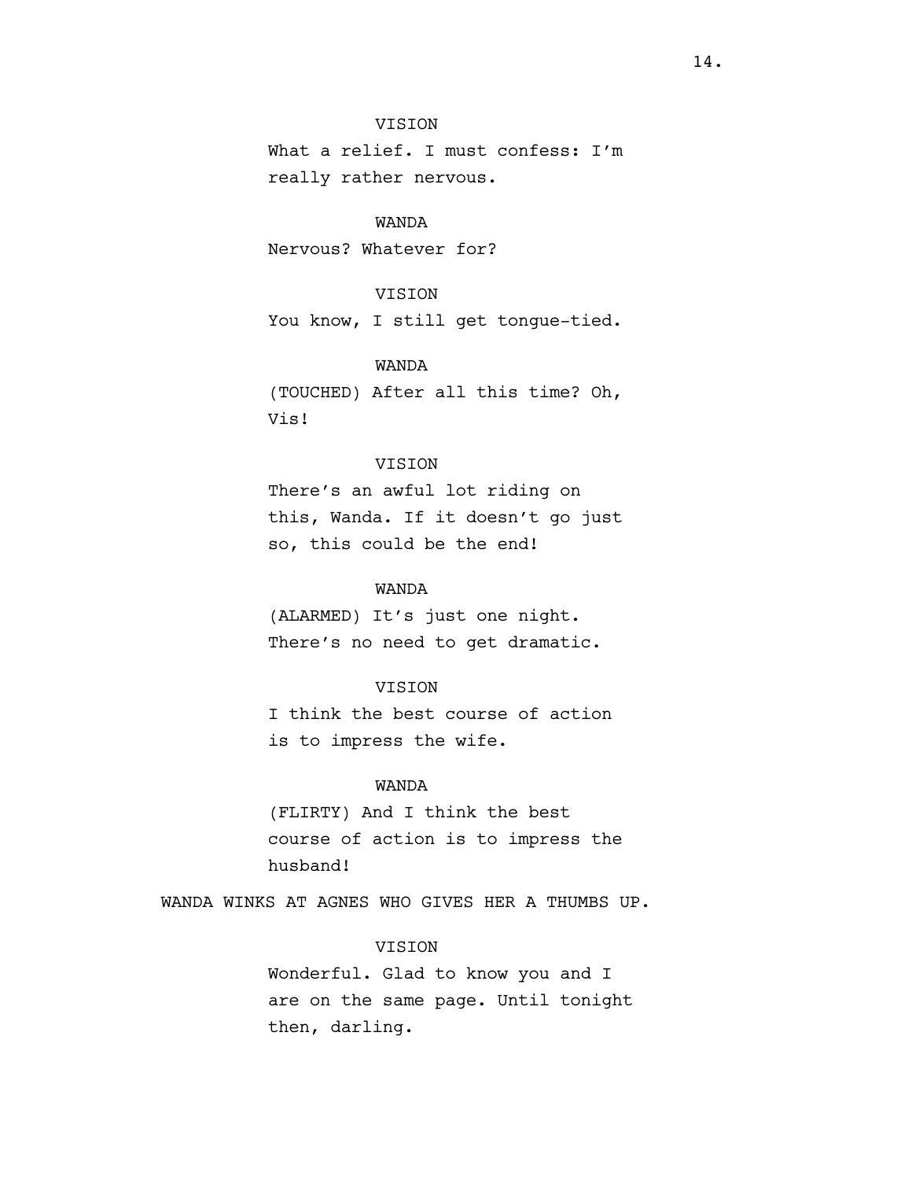VISION

What a relief. I must confess: I'm really rather nervous.

WANDA

Nervous? Whatever for?

VISION

You know, I still get tongue-tied.

WANDA

(TOUCHED) After all this time? Oh, Vis!

VISION

There's an awful lot riding on this, Wanda. If it doesn't go just so, this could be the end!

WANDA

(ALARMED) It's just one night. There's no need to get dramatic.

VISION

I think the best course of action is to impress the wife.

WANDA

(FLIRTY) And I think the best course of action is to impress the husband!

WANDA WINKS AT AGNES WHO GIVES HER A THUMBS UP.

VISION

Wonderful. Glad to know you and I are on the same page. Until tonight then, darling.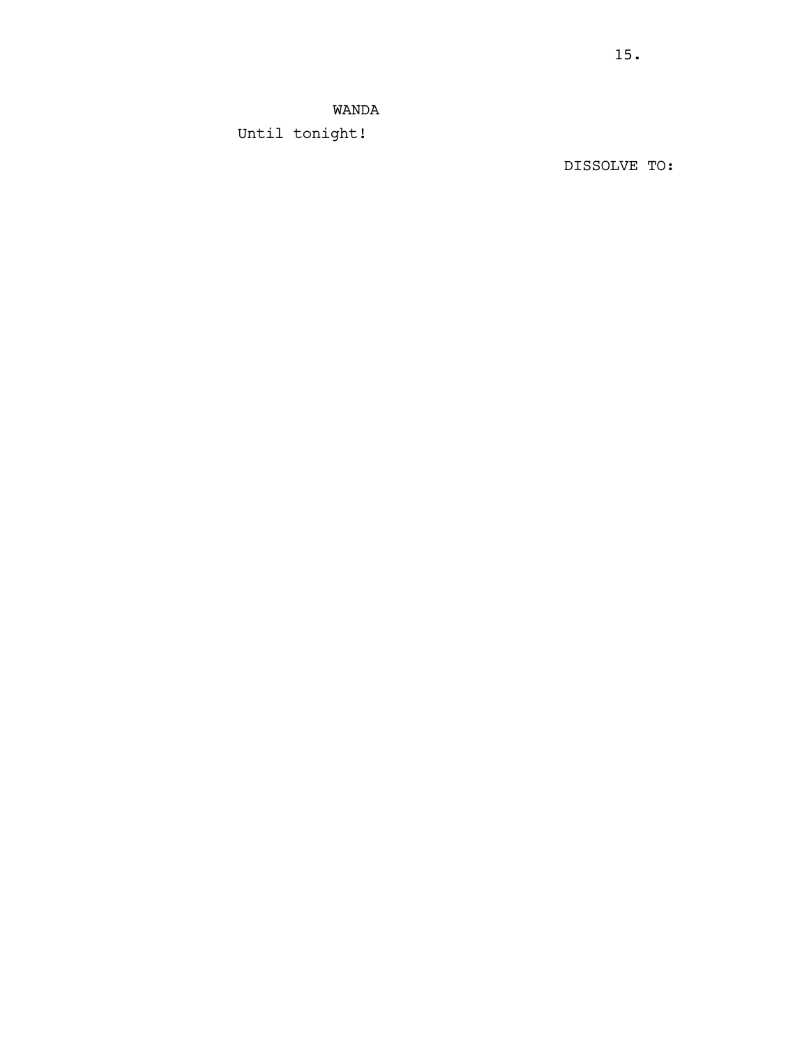WANDA

Until tonight!

DISSOLVE TO: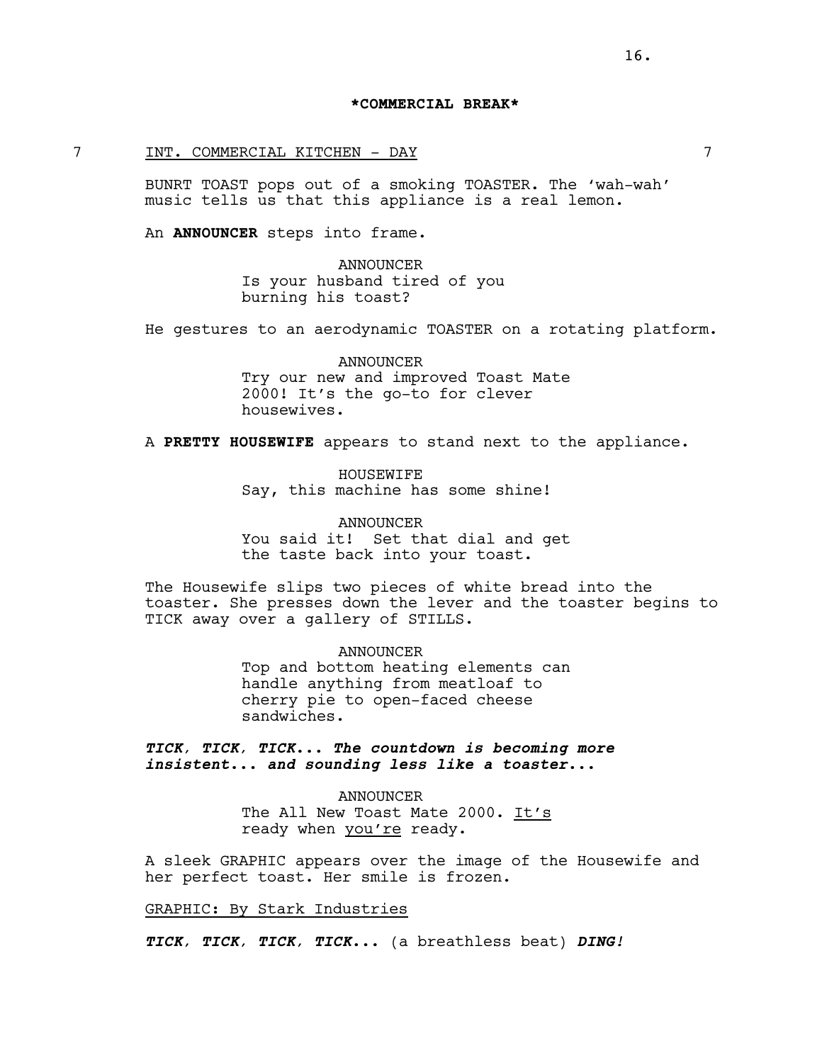**\*COMMERCIAL BREAK\***

7 INT. COMMERCIAL KITCHEN - DAY 7

BUNRT TOAST pops out of a smoking TOASTER. The 'wah-wah' music tells us that this appliance is a real lemon.

An **ANNOUNCER** steps into frame.

ANNOUNCER
Is your husband tired of you burning his toast?

He gestures to an aerodynamic TOASTER on a rotating platform.

ANNOUNCER
Try our new and improved Toast Mate 2000! It's the go-to for clever housewives.

A **PRETTY HOUSEWIFE** appears to stand next to the appliance.

HOUSEWIFE
Say, this machine has some shine!

ANNOUNCER
You said it! Set that dial and get the taste back into your toast.

The Housewife slips two pieces of white bread into the toaster. She presses down the lever and the toaster begins to TICK away over a gallery of STILLS.

ANNOUNCER
Top and bottom heating elements can handle anything from meatloaf to cherry pie to open-faced cheese sandwiches.

***TICK, TICK, TICK... The countdown is becoming more insistent... and sounding less like a toaster...***

ANNOUNCER
The All New Toast Mate 2000. <u>It's</u> ready when <u>you're</u> ready.

A sleek GRAPHIC appears over the image of the Housewife and her perfect toast. Her smile is frozen.

<u>GRAPHIC: By Stark Industries</u>

***TICK, TICK, TICK, TICK...*** (a breathless beat) ***DING!***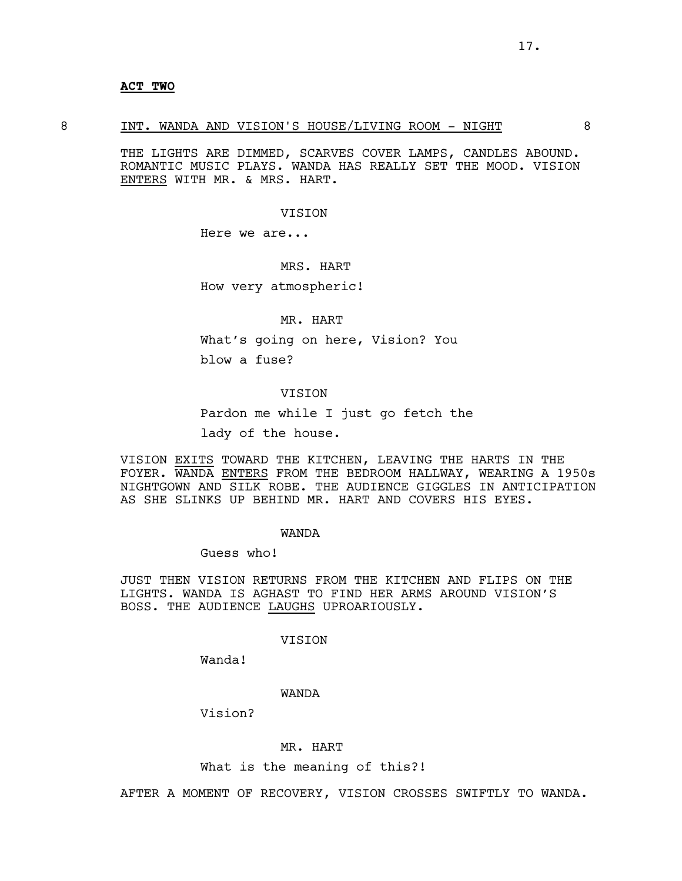**ACT TWO**

8 INT. WANDA AND VISION'S HOUSE/LIVING ROOM - NIGHT 8

THE LIGHTS ARE DIMMED, SCARVES COVER LAMPS, CANDLES ABOUND. ROMANTIC MUSIC PLAYS. WANDA HAS REALLY SET THE MOOD. VISION ENTERS WITH MR. & MRS. HART.

VISION

Here we are...

MRS. HART

How very atmospheric!

MR. HART

What's going on here, Vision? You blow a fuse?

VISION

Pardon me while I just go fetch the lady of the house.

VISION EXITS TOWARD THE KITCHEN, LEAVING THE HARTS IN THE FOYER. WANDA ENTERS FROM THE BEDROOM HALLWAY, WEARING A 1950s NIGHTGOWN AND SILK ROBE. THE AUDIENCE GIGGLES IN ANTICIPATION AS SHE SLINKS UP BEHIND MR. HART AND COVERS HIS EYES.

WANDA

Guess who!

JUST THEN VISION RETURNS FROM THE KITCHEN AND FLIPS ON THE LIGHTS. WANDA IS AGHAST TO FIND HER ARMS AROUND VISION'S BOSS. THE AUDIENCE LAUGHS UPROARIOUSLY.

VISION

Wanda!

WANDA

Vision?

MR. HART

What is the meaning of this?!

AFTER A MOMENT OF RECOVERY, VISION CROSSES SWIFTLY TO WANDA.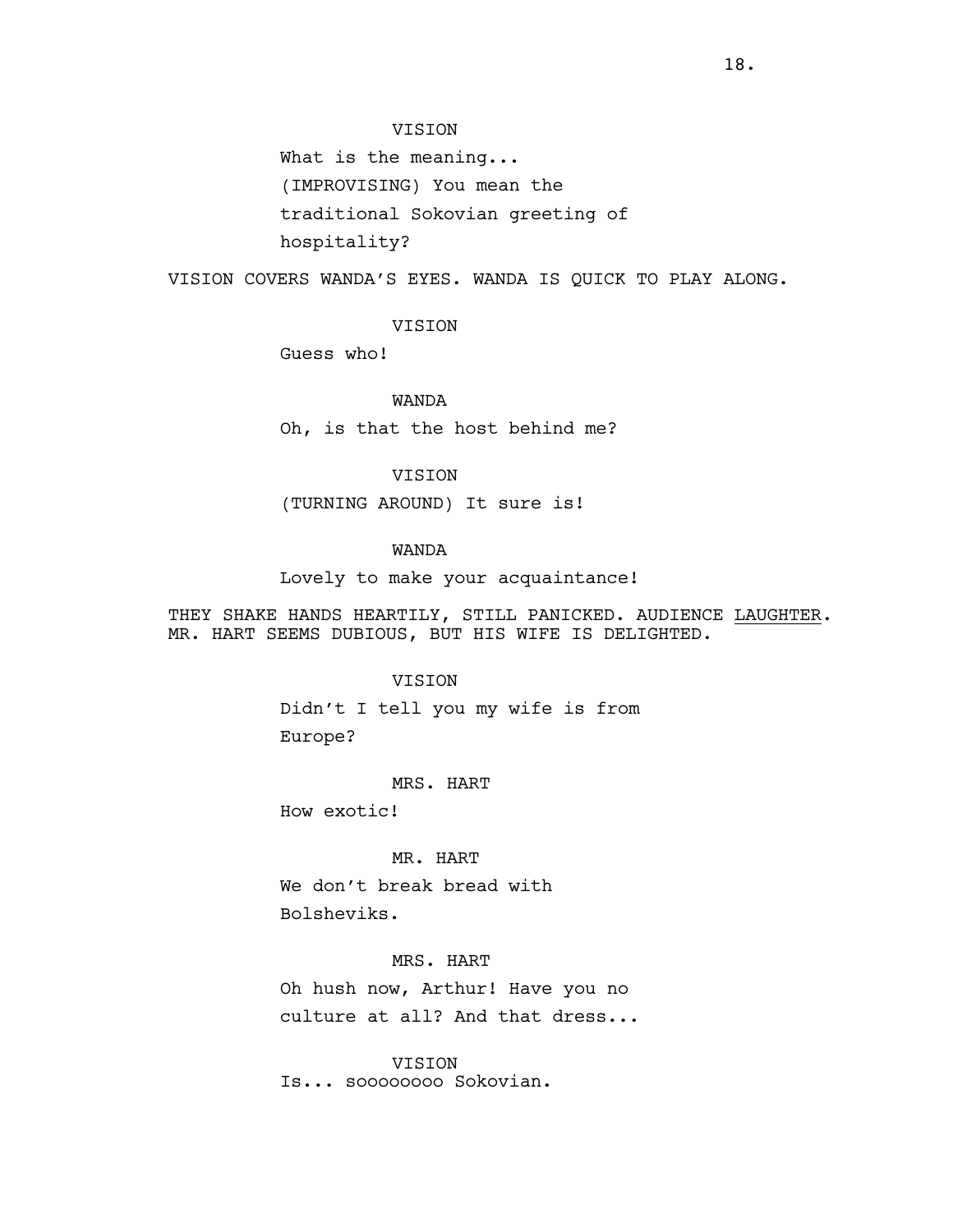VISION

What is the meaning...
(IMPROVISING) You mean the
traditional Sokovian greeting of
hospitality?

VISION COVERS WANDA'S EYES. WANDA IS QUICK TO PLAY ALONG.

VISION

Guess who!

WANDA

Oh, is that the host behind me?

VISION

(TURNING AROUND) It sure is!

WANDA

Lovely to make your acquaintance!

THEY SHAKE HANDS HEARTILY, STILL PANICKED. AUDIENCE <u>LAUGHTER</u>.
MR. HART SEEMS DUBIOUS, BUT HIS WIFE IS DELIGHTED.

VISION

Didn't I tell you my wife is from
Europe?

MRS. HART

How exotic!

MR. HART

We don't break bread with
Bolsheviks.

MRS. HART

Oh hush now, Arthur! Have you no
culture at all? And that dress...

VISION

Is... soooooooo Sokovian.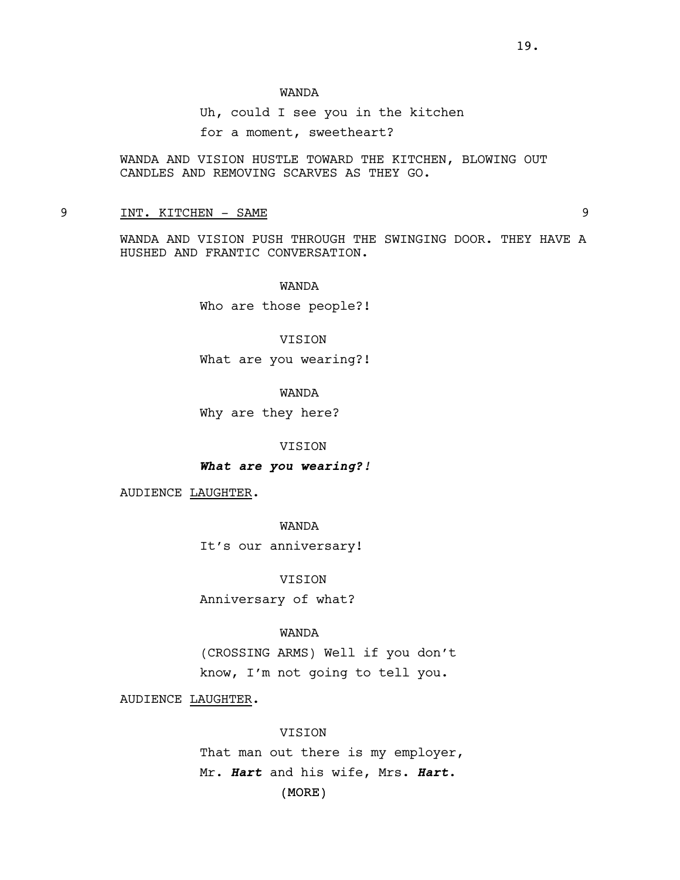WANDA

Uh, could I see you in the kitchen for a moment, sweetheart?

WANDA AND VISION HUSTLE TOWARD THE KITCHEN, BLOWING OUT CANDLES AND REMOVING SCARVES AS THEY GO.

9 INT. KITCHEN - SAME 9

WANDA AND VISION PUSH THROUGH THE SWINGING DOOR. THEY HAVE A HUSHED AND FRANTIC CONVERSATION.

WANDA

Who are those people?!

VISION

What are you wearing?!

WANDA

Why are they here?

VISION

***What are you wearing?!***

AUDIENCE LAUGHTER.

WANDA

It's our anniversary!

VISION

Anniversary of what?

WANDA

(CROSSING ARMS) Well if you don't know, I'm not going to tell you.

AUDIENCE LAUGHTER.

VISION

That man out there is my employer, Mr. ***Hart*** and his wife, Mrs. ***Hart***.

(MORE)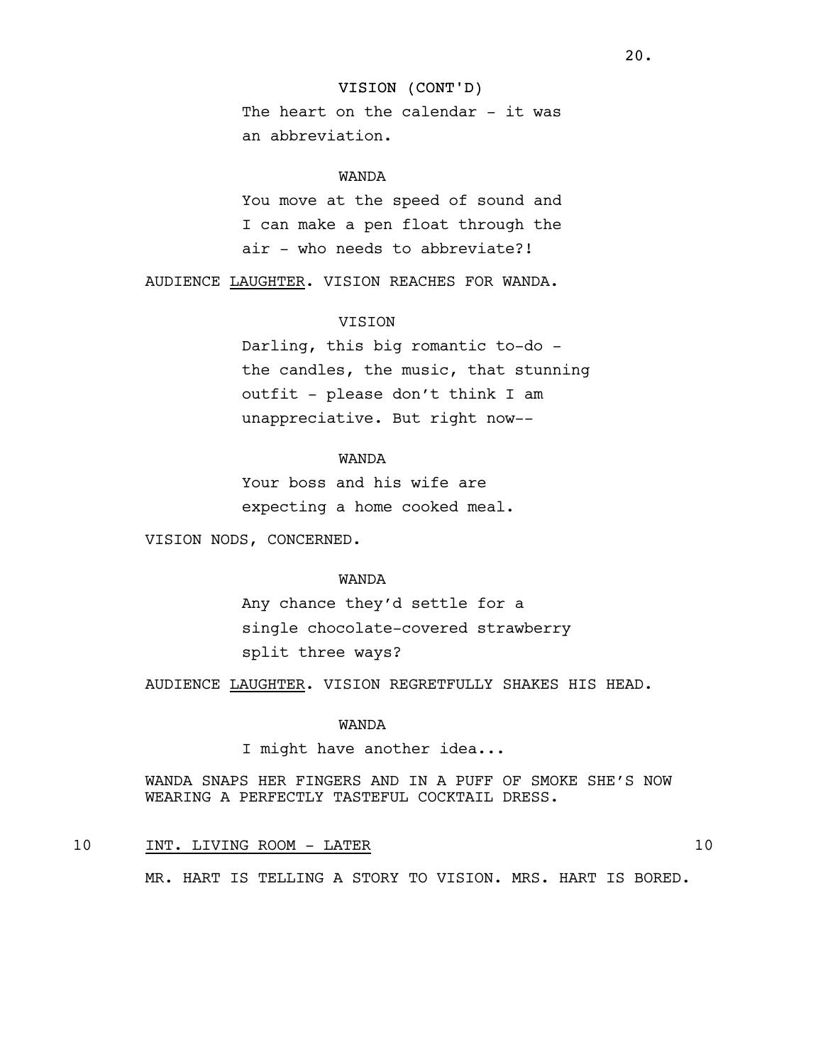VISION (CONT'D)

The heart on the calendar - it was an abbreviation.

WANDA

You move at the speed of sound and I can make a pen float through the air - who needs to abbreviate?!

AUDIENCE LAUGHTER. VISION REACHES FOR WANDA.

VISION

Darling, this big romantic to-do - the candles, the music, that stunning outfit - please don't think I am unappreciative. But right now--

WANDA

Your boss and his wife are expecting a home cooked meal.

VISION NODS, CONCERNED.

WANDA

Any chance they'd settle for a single chocolate-covered strawberry split three ways?

AUDIENCE LAUGHTER. VISION REGRETFULLY SHAKES HIS HEAD.

WANDA

I might have another idea...

WANDA SNAPS HER FINGERS AND IN A PUFF OF SMOKE SHE'S NOW WEARING A PERFECTLY TASTEFUL COCKTAIL DRESS.

10 INT. LIVING ROOM - LATER 10

MR. HART IS TELLING A STORY TO VISION. MRS. HART IS BORED.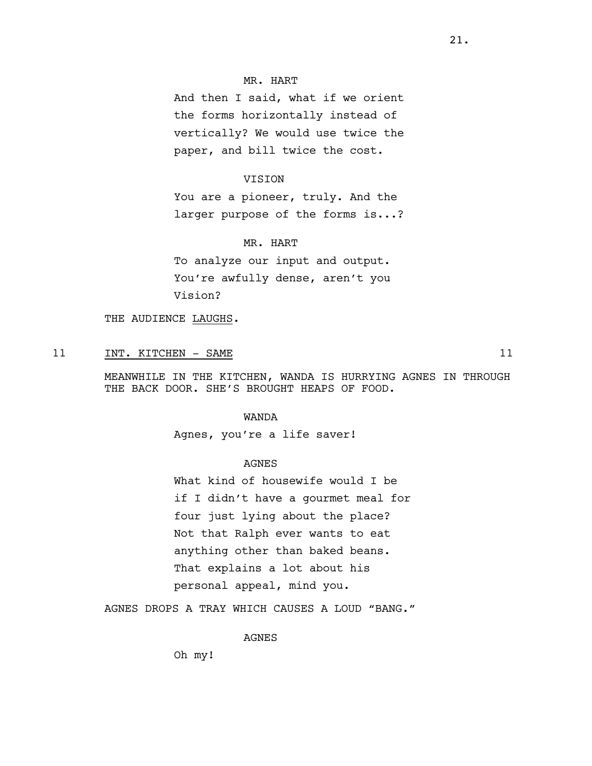MR. HART

And then I said, what if we orient the forms horizontally instead of vertically? We would use twice the paper, and bill twice the cost.

VISION

You are a pioneer, truly. And the larger purpose of the forms is...?

MR. HART

To analyze our input and output. You're awfully dense, aren't you Vision?

THE AUDIENCE <u>LAUGHS</u>.

11 <u>INT. KITCHEN - SAME</u> 11

MEANWHILE IN THE KITCHEN, WANDA IS HURRYING AGNES IN THROUGH THE BACK DOOR. SHE'S BROUGHT HEAPS OF FOOD.

WANDA

Agnes, you're a life saver!

AGNES

What kind of housewife would I be if I didn't have a gourmet meal for four just lying about the place? Not that Ralph ever wants to eat anything other than baked beans. That explains a lot about his personal appeal, mind you.

AGNES DROPS A TRAY WHICH CAUSES A LOUD "BANG."

AGNES

Oh my!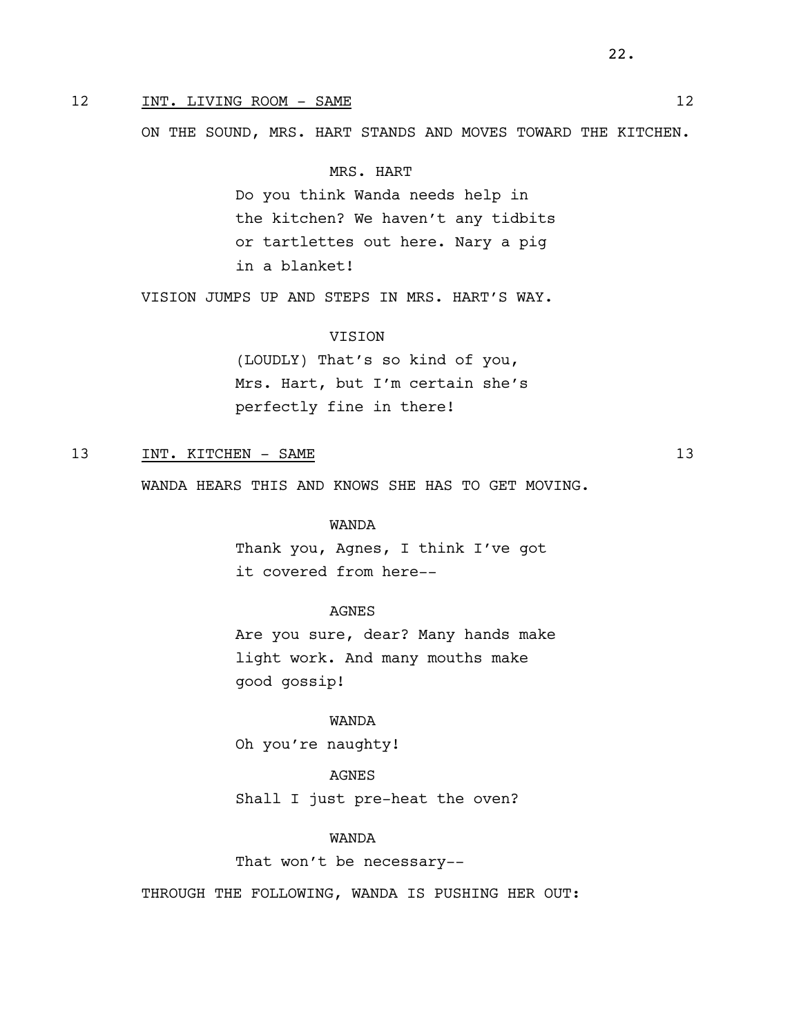12 INT. LIVING ROOM - SAME 12

ON THE SOUND, MRS. HART STANDS AND MOVES TOWARD THE KITCHEN.

MRS. HART

Do you think Wanda needs help in the kitchen? We haven't any tidbits or tartlettes out here. Nary a pig in a blanket!

VISION JUMPS UP AND STEPS IN MRS. HART'S WAY.

VISION

(LOUDLY) That's so kind of you, Mrs. Hart, but I'm certain she's perfectly fine in there!

13 INT. KITCHEN - SAME 13

WANDA HEARS THIS AND KNOWS SHE HAS TO GET MOVING.

WANDA

Thank you, Agnes, I think I've got it covered from here--

AGNES

Are you sure, dear? Many hands make light work. And many mouths make good gossip!

WANDA

Oh you're naughty!

AGNES

Shall I just pre-heat the oven?

WANDA

That won't be necessary--

THROUGH THE FOLLOWING, WANDA IS PUSHING HER OUT: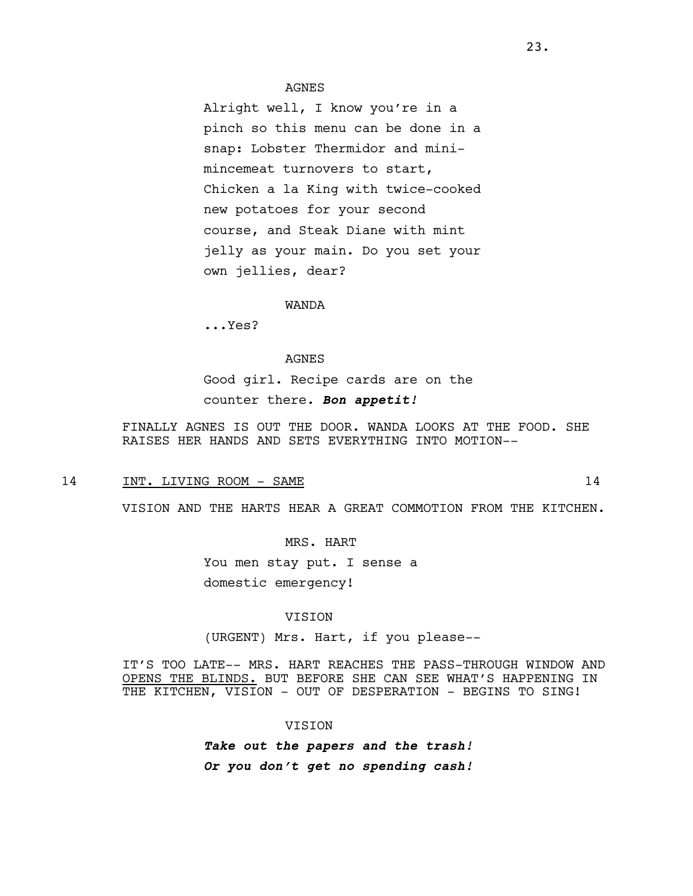AGNES

Alright well, I know you're in a pinch so this menu can be done in a snap: Lobster Thermidor and mini-mincemeat turnovers to start, Chicken a la King with twice-cooked new potatoes for your second course, and Steak Diane with mint jelly as your main. Do you set your own jellies, dear?

WANDA

...Yes?

AGNES

Good girl. Recipe cards are on the counter there. ***Bon appetit!***

FINALLY AGNES IS OUT THE DOOR. WANDA LOOKS AT THE FOOD. SHE RAISES HER HANDS AND SETS EVERYTHING INTO MOTION--

14 INT. LIVING ROOM - SAME 14

VISION AND THE HARTS HEAR A GREAT COMMOTION FROM THE KITCHEN.

MRS. HART

You men stay put. I sense a domestic emergency!

VISION

(URGENT) Mrs. Hart, if you please--

IT'S TOO LATE-- MRS. HART REACHES THE PASS-THROUGH WINDOW AND OPENS THE BLINDS. BUT BEFORE SHE CAN SEE WHAT'S HAPPENING IN THE KITCHEN, VISION - OUT OF DESPERATION - BEGINS TO SING!

VISION

***Take out the papers and the trash!***
***Or you don't get no spending cash!***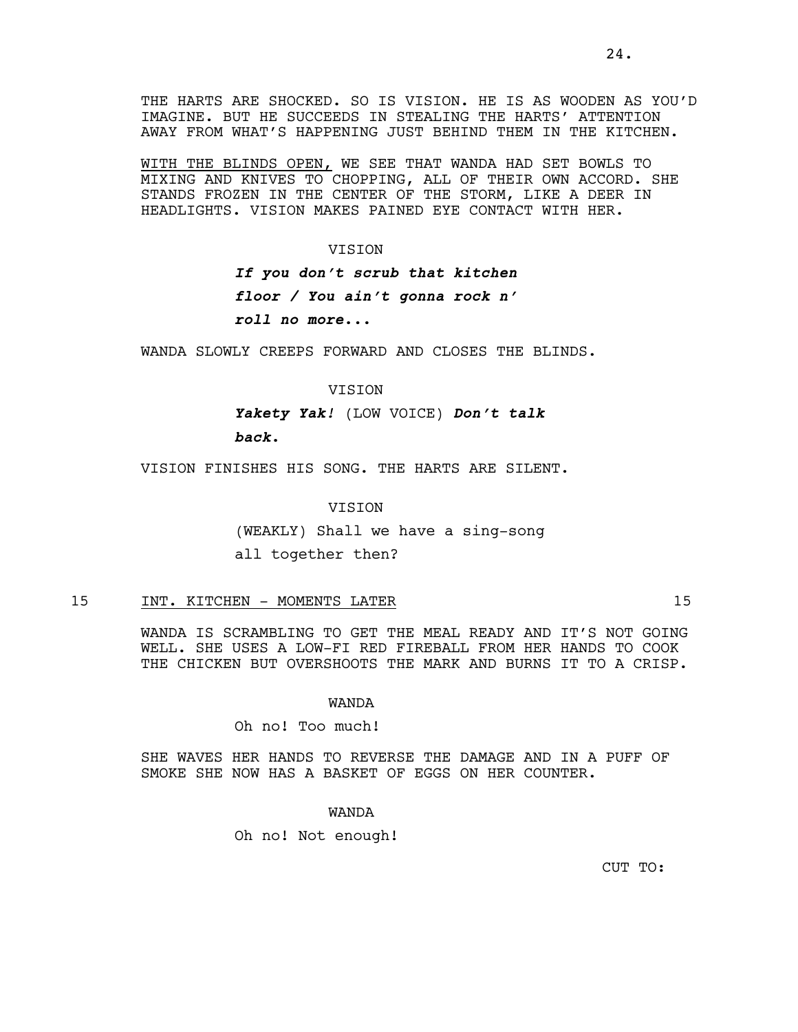THE HARTS ARE SHOCKED. SO IS VISION. HE IS AS WOODEN AS YOU'D IMAGINE. BUT HE SUCCEEDS IN STEALING THE HARTS' ATTENTION AWAY FROM WHAT'S HAPPENING JUST BEHIND THEM IN THE KITCHEN.

<u>WITH THE BLINDS OPEN,</u> WE SEE THAT WANDA HAD SET BOWLS TO MIXING AND KNIVES TO CHOPPING, ALL OF THEIR OWN ACCORD. SHE STANDS FROZEN IN THE CENTER OF THE STORM, LIKE A DEER IN HEADLIGHTS. VISION MAKES PAINED EYE CONTACT WITH HER.

VISION

***If you don't scrub that kitchen floor / You ain't gonna rock n' roll no more...***

WANDA SLOWLY CREEPS FORWARD AND CLOSES THE BLINDS.

VISION

***Yakety Yak!*** (LOW VOICE) ***Don't talk back.***

VISION FINISHES HIS SONG. THE HARTS ARE SILENT.

VISION

(WEAKLY) Shall we have a sing-song all together then?

15 <u>INT. KITCHEN - MOMENTS LATER</u> 15

WANDA IS SCRAMBLING TO GET THE MEAL READY AND IT'S NOT GOING WELL. SHE USES A LOW-FI RED FIREBALL FROM HER HANDS TO COOK THE CHICKEN BUT OVERSHOOTS THE MARK AND BURNS IT TO A CRISP.

WANDA

Oh no! Too much!

SHE WAVES HER HANDS TO REVERSE THE DAMAGE AND IN A PUFF OF SMOKE SHE NOW HAS A BASKET OF EGGS ON HER COUNTER.

WANDA

Oh no! Not enough!

CUT TO: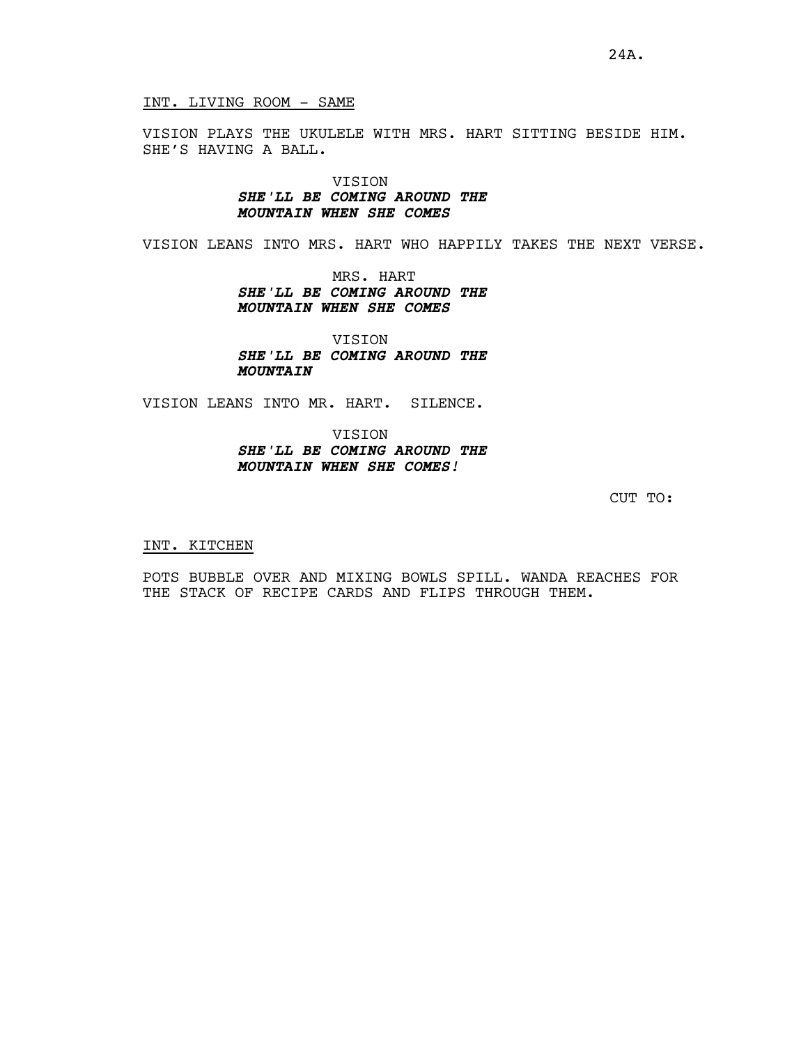INT. LIVING ROOM - SAME

VISION PLAYS THE UKULELE WITH MRS. HART SITTING BESIDE HIM. SHE'S HAVING A BALL.

VISION
***SHE'LL BE COMING AROUND THE MOUNTAIN WHEN SHE COMES***

VISION LEANS INTO MRS. HART WHO HAPPILY TAKES THE NEXT VERSE.

MRS. HART
***SHE'LL BE COMING AROUND THE MOUNTAIN WHEN SHE COMES***

VISION
***SHE'LL BE COMING AROUND THE MOUNTAIN***

VISION LEANS INTO MR. HART. SILENCE.

VISION
***SHE'LL BE COMING AROUND THE MOUNTAIN WHEN SHE COMES!***

CUT TO:

INT. KITCHEN

POTS BUBBLE OVER AND MIXING BOWLS SPILL. WANDA REACHES FOR THE STACK OF RECIPE CARDS AND FLIPS THROUGH THEM.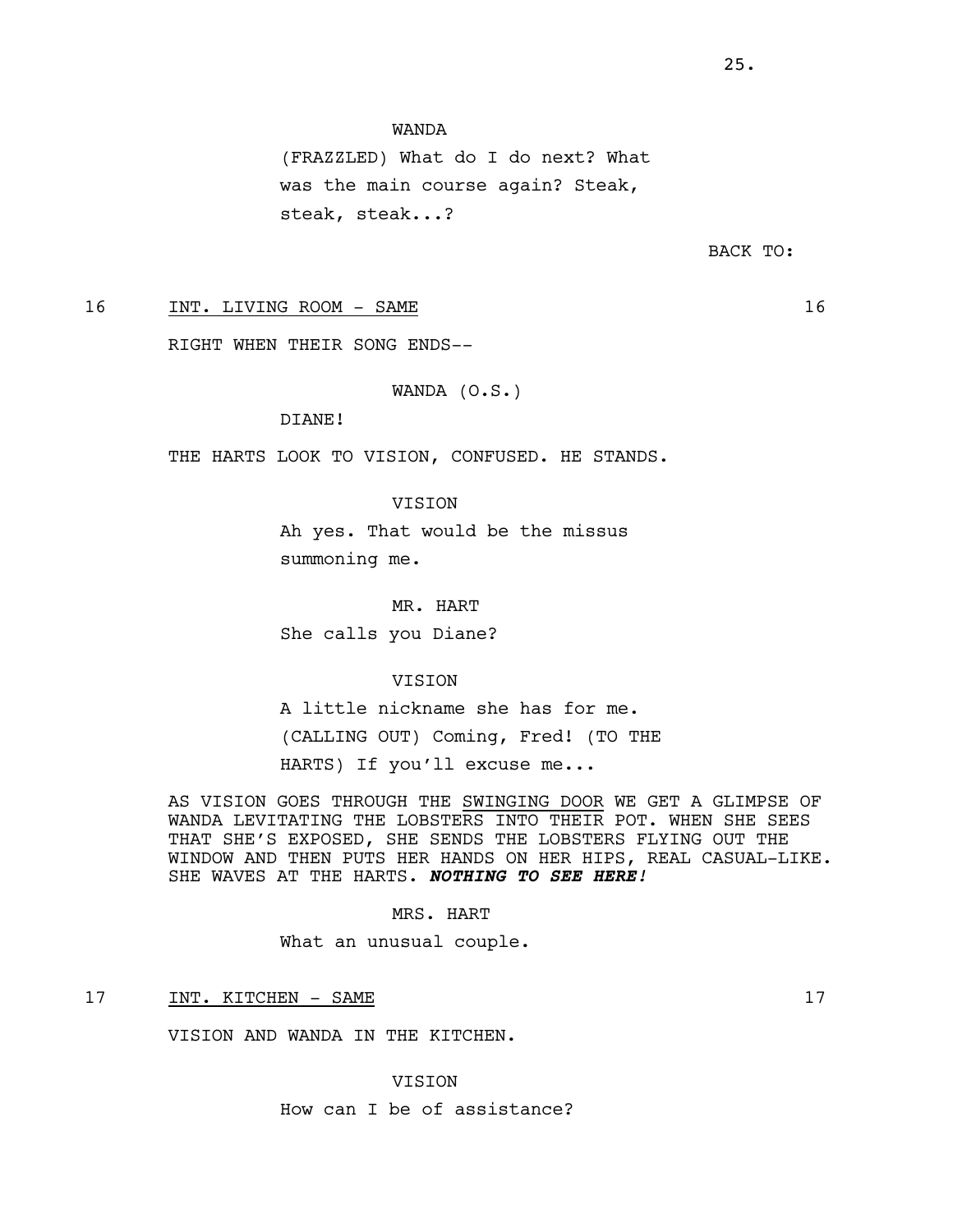WANDA

(FRAZZLED) What do I do next? What was the main course again? Steak, steak, steak...?

BACK TO:

16 INT. LIVING ROOM - SAME 16

RIGHT WHEN THEIR SONG ENDS--

WANDA (O.S.)

DIANE!

THE HARTS LOOK TO VISION, CONFUSED. HE STANDS.

VISION

Ah yes. That would be the missus summoning me.

MR. HART

She calls you Diane?

VISION

A little nickname she has for me. (CALLING OUT) Coming, Fred! (TO THE HARTS) If you'll excuse me...

AS VISION GOES THROUGH THE SWINGING DOOR WE GET A GLIMPSE OF WANDA LEVITATING THE LOBSTERS INTO THEIR POT. WHEN SHE SEES THAT SHE'S EXPOSED, SHE SENDS THE LOBSTERS FLYING OUT THE WINDOW AND THEN PUTS HER HANDS ON HER HIPS, REAL CASUAL-LIKE. SHE WAVES AT THE HARTS. ***NOTHING TO SEE HERE!***

MRS. HART

What an unusual couple.

17 INT. KITCHEN - SAME 17

VISION AND WANDA IN THE KITCHEN.

VISION

How can I be of assistance?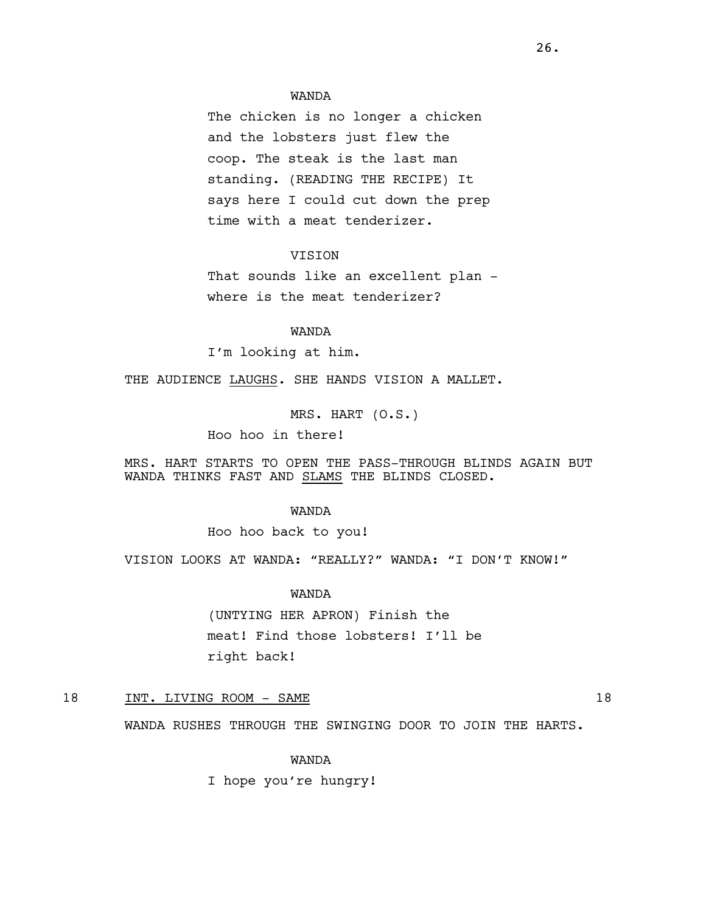WANDA

The chicken is no longer a chicken and the lobsters just flew the coop. The steak is the last man standing. (READING THE RECIPE) It says here I could cut down the prep time with a meat tenderizer.

VISION

That sounds like an excellent plan - where is the meat tenderizer?

WANDA

I'm looking at him.

THE AUDIENCE LAUGHS. SHE HANDS VISION A MALLET.

MRS. HART (O.S.)

Hoo hoo in there!

MRS. HART STARTS TO OPEN THE PASS-THROUGH BLINDS AGAIN BUT WANDA THINKS FAST AND SLAMS THE BLINDS CLOSED.

WANDA

Hoo hoo back to you!

VISION LOOKS AT WANDA: "REALLY?" WANDA: "I DON'T KNOW!"

WANDA

(UNTYING HER APRON) Finish the meat! Find those lobsters! I'll be right back!

18 INT. LIVING ROOM - SAME 18

WANDA RUSHES THROUGH THE SWINGING DOOR TO JOIN THE HARTS.

WANDA

I hope you're hungry!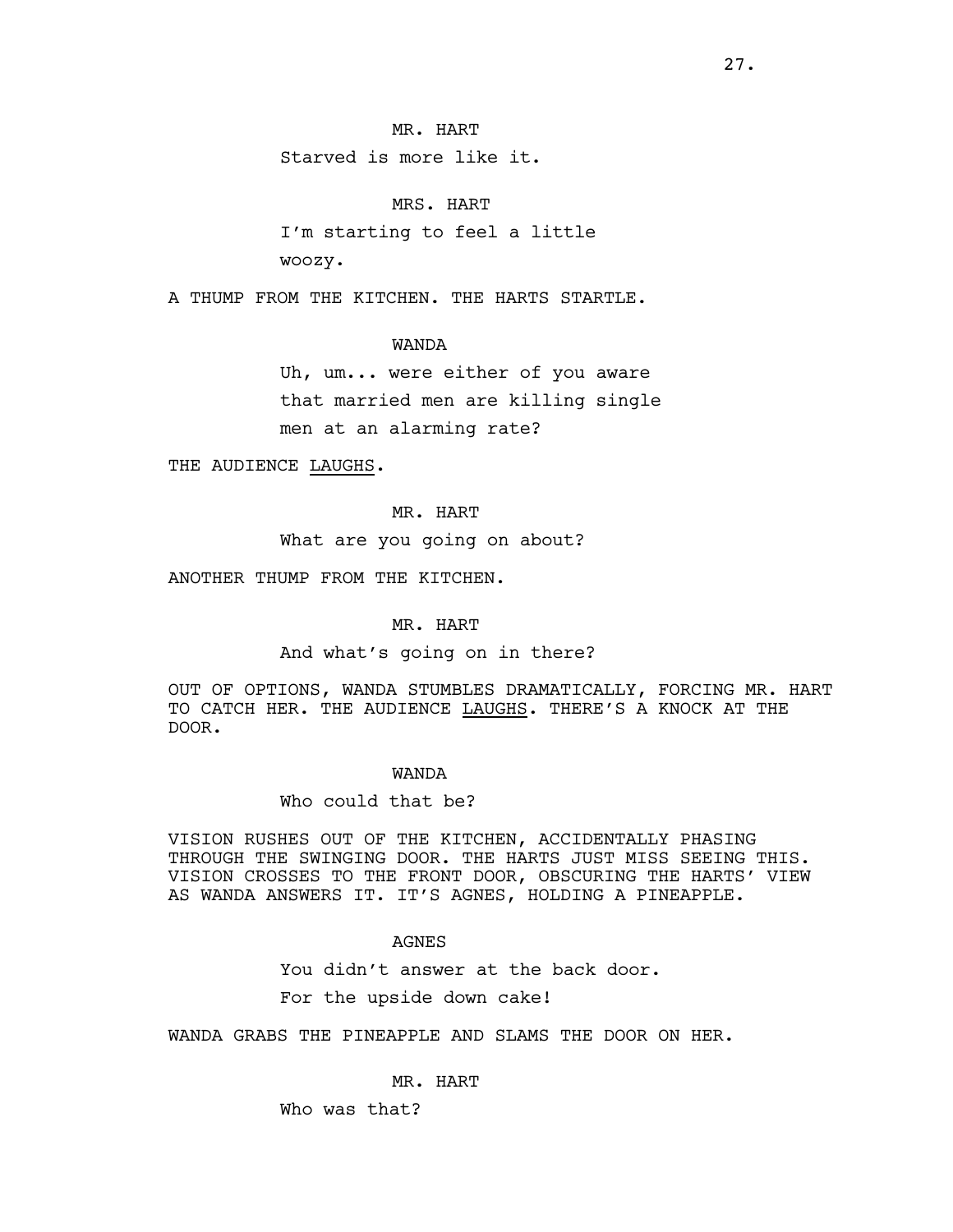MR. HART

Starved is more like it.

MRS. HART

I'm starting to feel a little woozy.

A THUMP FROM THE KITCHEN. THE HARTS STARTLE.

WANDA

Uh, um... were either of you aware that married men are killing single men at an alarming rate?

THE AUDIENCE <u>LAUGHS</u>.

MR. HART

What are you going on about?

ANOTHER THUMP FROM THE KITCHEN.

MR. HART

And what's going on in there?

OUT OF OPTIONS, WANDA STUMBLES DRAMATICALLY, FORCING MR. HART TO CATCH HER. THE AUDIENCE <u>LAUGHS</u>. THERE'S A KNOCK AT THE DOOR.

WANDA

Who could that be?

VISION RUSHES OUT OF THE KITCHEN, ACCIDENTALLY PHASING THROUGH THE SWINGING DOOR. THE HARTS JUST MISS SEEING THIS. VISION CROSSES TO THE FRONT DOOR, OBSCURING THE HARTS' VIEW AS WANDA ANSWERS IT. IT'S AGNES, HOLDING A PINEAPPLE.

AGNES

You didn't answer at the back door. For the upside down cake!

WANDA GRABS THE PINEAPPLE AND SLAMS THE DOOR ON HER.

MR. HART

Who was that?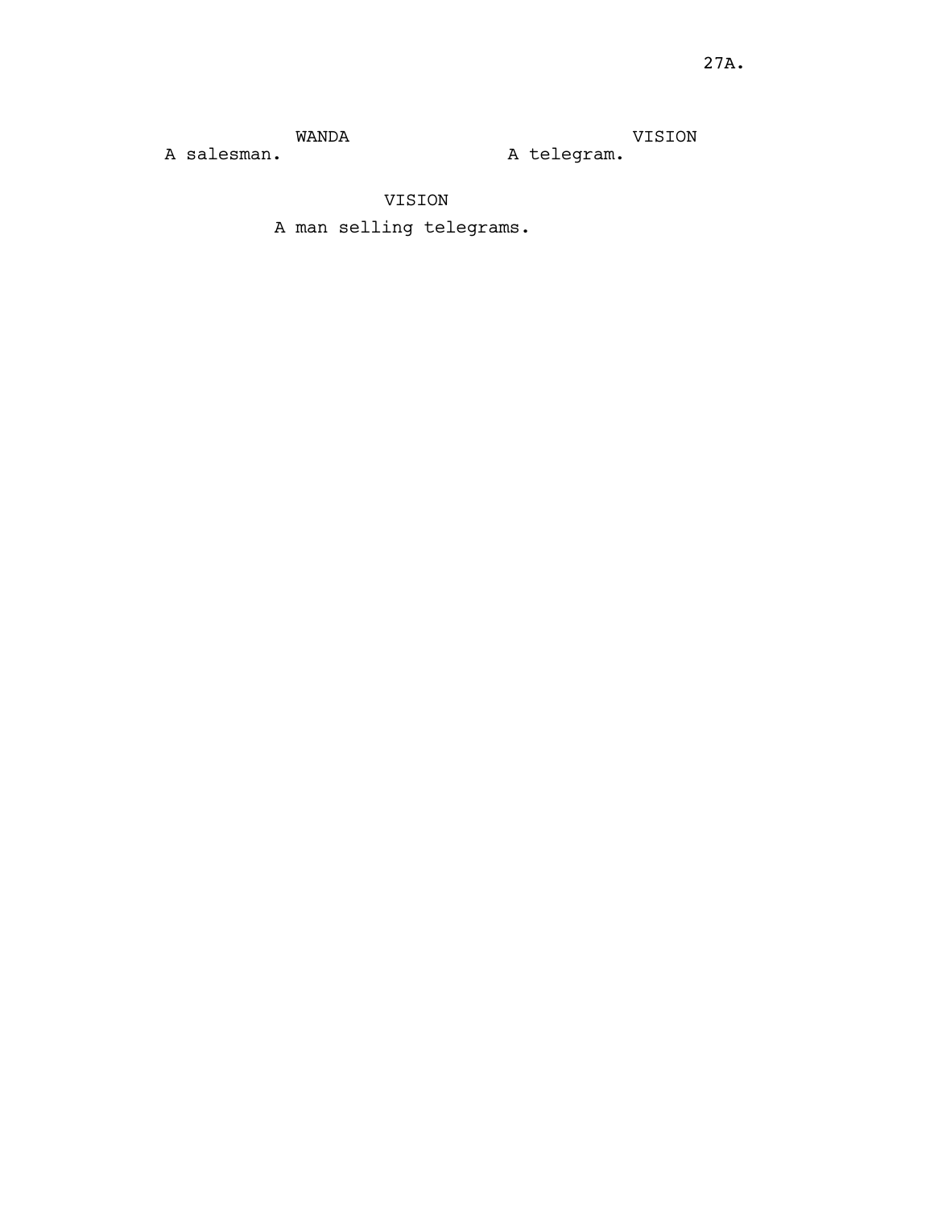WANDA
A salesman.

VISION
A telegram.

VISION
A man selling telegrams.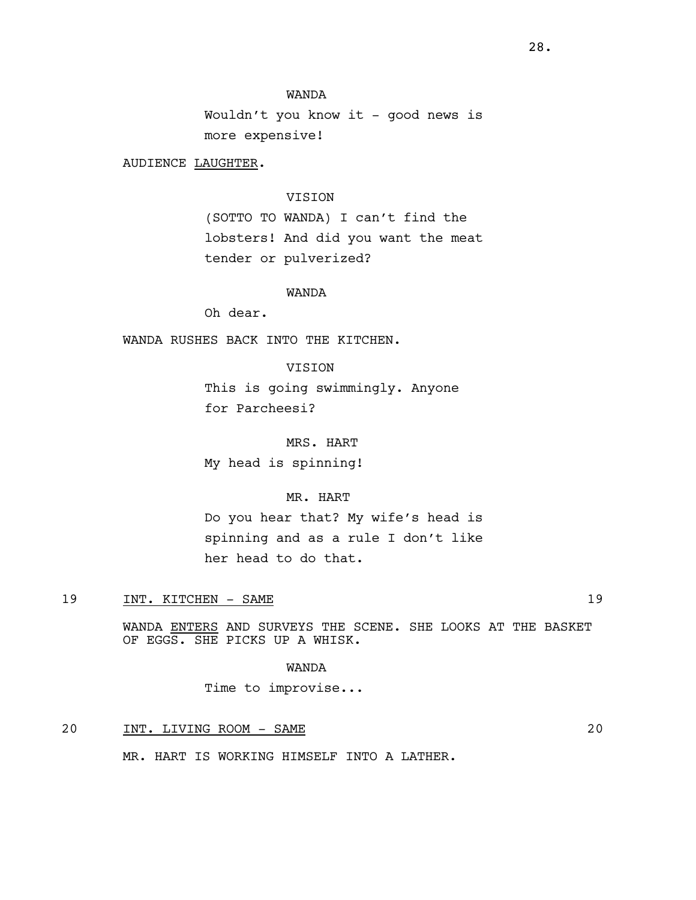WANDA

Wouldn't you know it - good news is more expensive!

AUDIENCE <u>LAUGHTER</u>.

VISION

(SOTTO TO WANDA) I can't find the lobsters! And did you want the meat tender or pulverized?

WANDA

Oh dear.

WANDA RUSHES BACK INTO THE KITCHEN.

VISION

This is going swimmingly. Anyone for Parcheesi?

MRS. HART

My head is spinning!

MR. HART

Do you hear that? My wife's head is spinning and as a rule I don't like her head to do that.

19 INT. KITCHEN - SAME 19

WANDA <u>ENTERS</u> AND SURVEYS THE SCENE. SHE LOOKS AT THE BASKET OF EGGS. SHE PICKS UP A WHISK.

WANDA

Time to improvise...

20 INT. LIVING ROOM - SAME 20

MR. HART IS WORKING HIMSELF INTO A LATHER.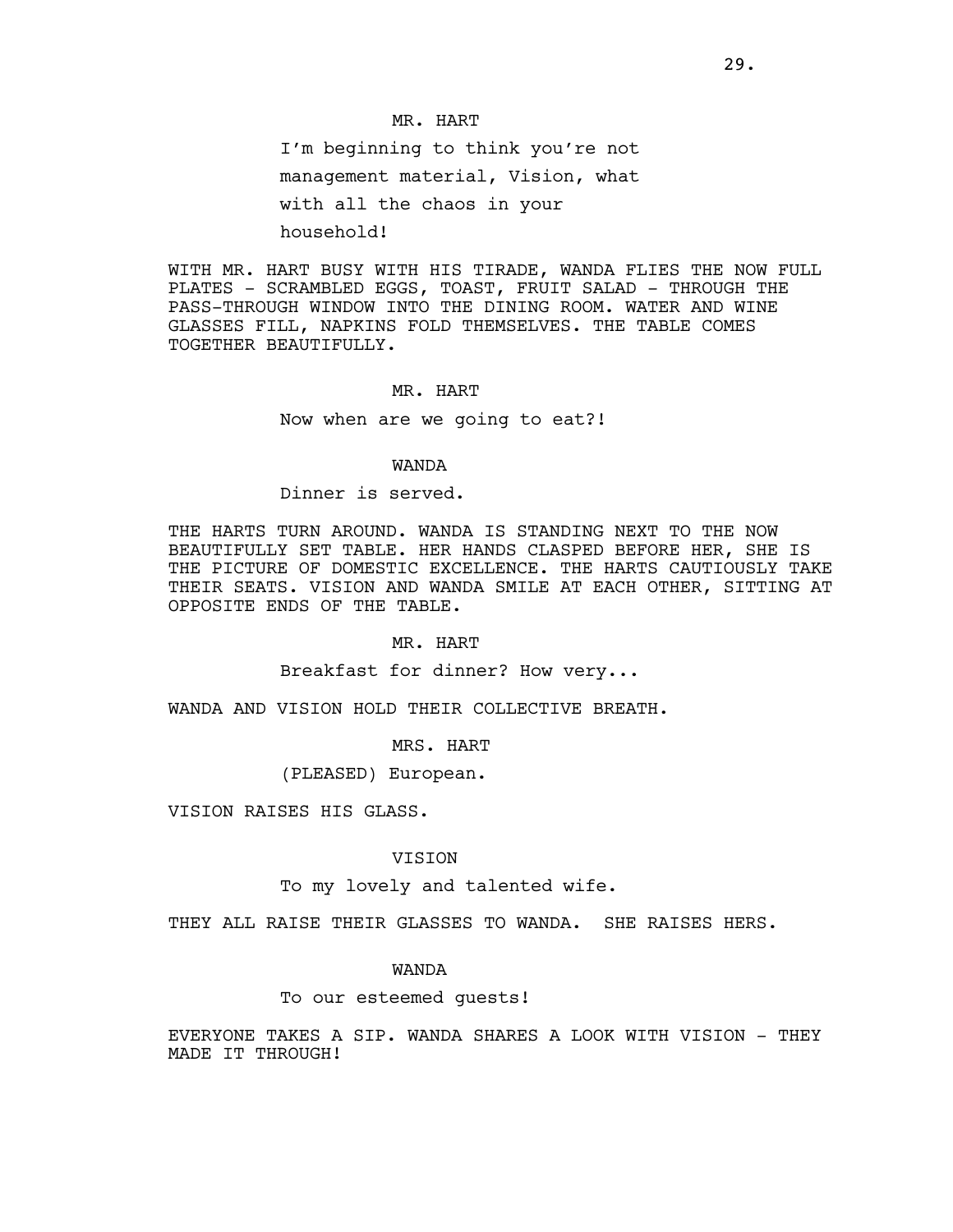MR. HART

I'm beginning to think you're not management material, Vision, what with all the chaos in your household!

WITH MR. HART BUSY WITH HIS TIRADE, WANDA FLIES THE NOW FULL PLATES - SCRAMBLED EGGS, TOAST, FRUIT SALAD - THROUGH THE PASS-THROUGH WINDOW INTO THE DINING ROOM. WATER AND WINE GLASSES FILL, NAPKINS FOLD THEMSELVES. THE TABLE COMES TOGETHER BEAUTIFULLY.

MR. HART

Now when are we going to eat?!

WANDA

Dinner is served.

THE HARTS TURN AROUND. WANDA IS STANDING NEXT TO THE NOW BEAUTIFULLY SET TABLE. HER HANDS CLASPED BEFORE HER, SHE IS THE PICTURE OF DOMESTIC EXCELLENCE. THE HARTS CAUTIOUSLY TAKE THEIR SEATS. VISION AND WANDA SMILE AT EACH OTHER, SITTING AT OPPOSITE ENDS OF THE TABLE.

MR. HART

Breakfast for dinner? How very...

WANDA AND VISION HOLD THEIR COLLECTIVE BREATH.

MRS. HART

(PLEASED) European.

VISION RAISES HIS GLASS.

VISION

To my lovely and talented wife.

THEY ALL RAISE THEIR GLASSES TO WANDA. SHE RAISES HERS.

WANDA

To our esteemed guests!

EVERYONE TAKES A SIP. WANDA SHARES A LOOK WITH VISION - THEY MADE IT THROUGH!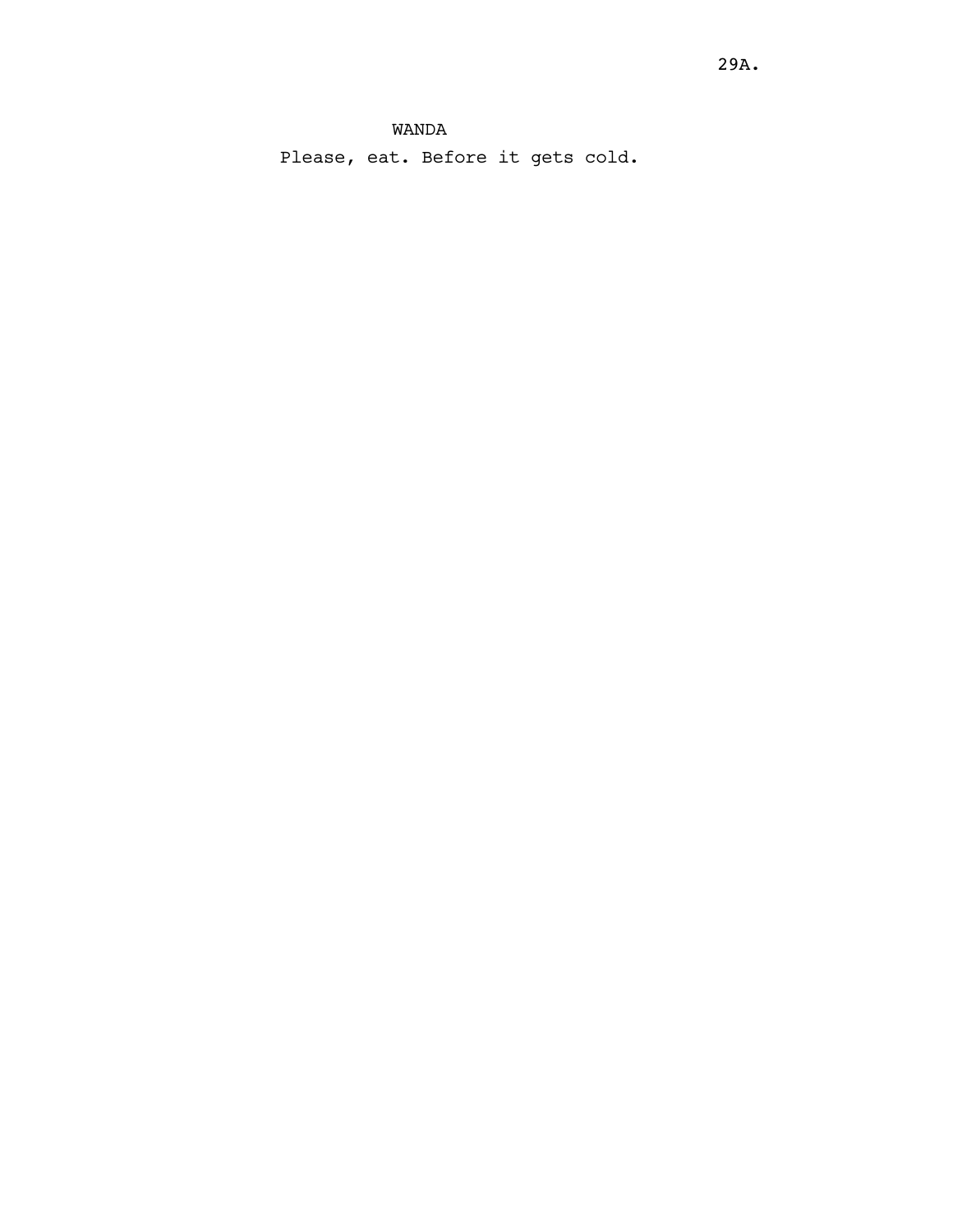WANDA

Please, eat. Before it gets cold.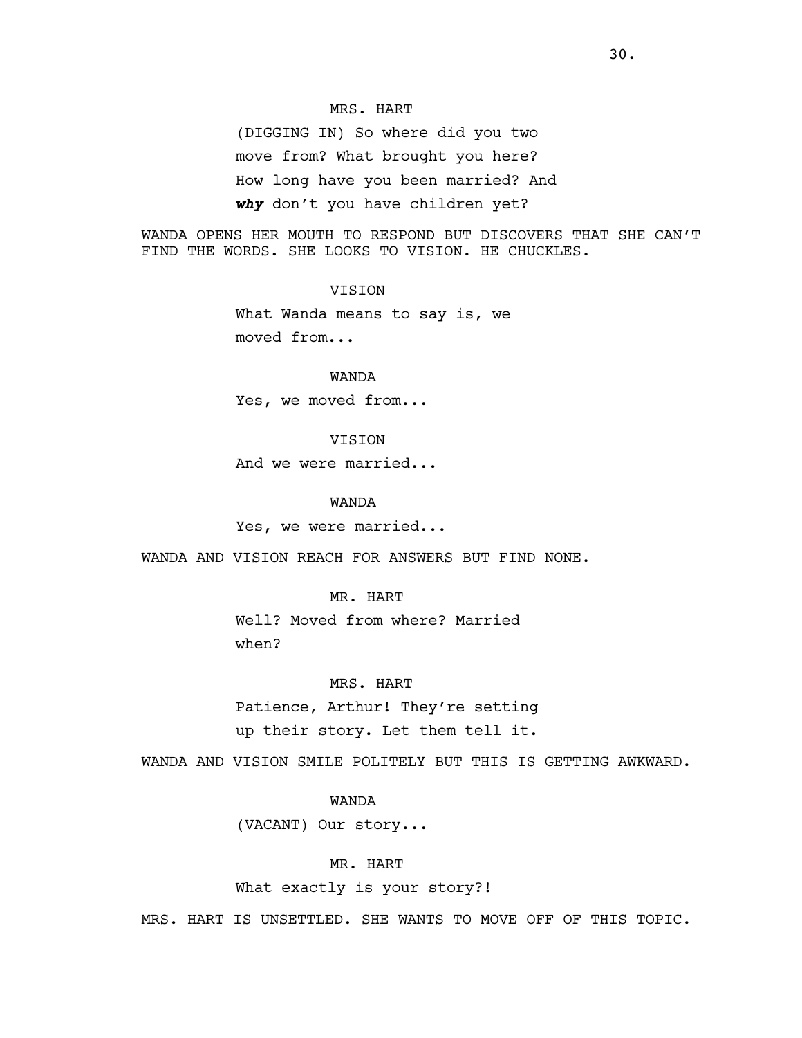MRS. HART

(DIGGING IN) So where did you two move from? What brought you here? How long have you been married? And ***why*** don't you have children yet?

WANDA OPENS HER MOUTH TO RESPOND BUT DISCOVERS THAT SHE CAN'T FIND THE WORDS. SHE LOOKS TO VISION. HE CHUCKLES.

VISION

What Wanda means to say is, we moved from...

WANDA

Yes, we moved from...

VISION

And we were married...

WANDA

Yes, we were married...

WANDA AND VISION REACH FOR ANSWERS BUT FIND NONE.

MR. HART

Well? Moved from where? Married when?

MRS. HART

Patience, Arthur! They're setting up their story. Let them tell it.

WANDA AND VISION SMILE POLITELY BUT THIS IS GETTING AWKWARD.

WANDA

(VACANT) Our story...

MR. HART

What exactly is your story?!

MRS. HART IS UNSETTLED. SHE WANTS TO MOVE OFF OF THIS TOPIC.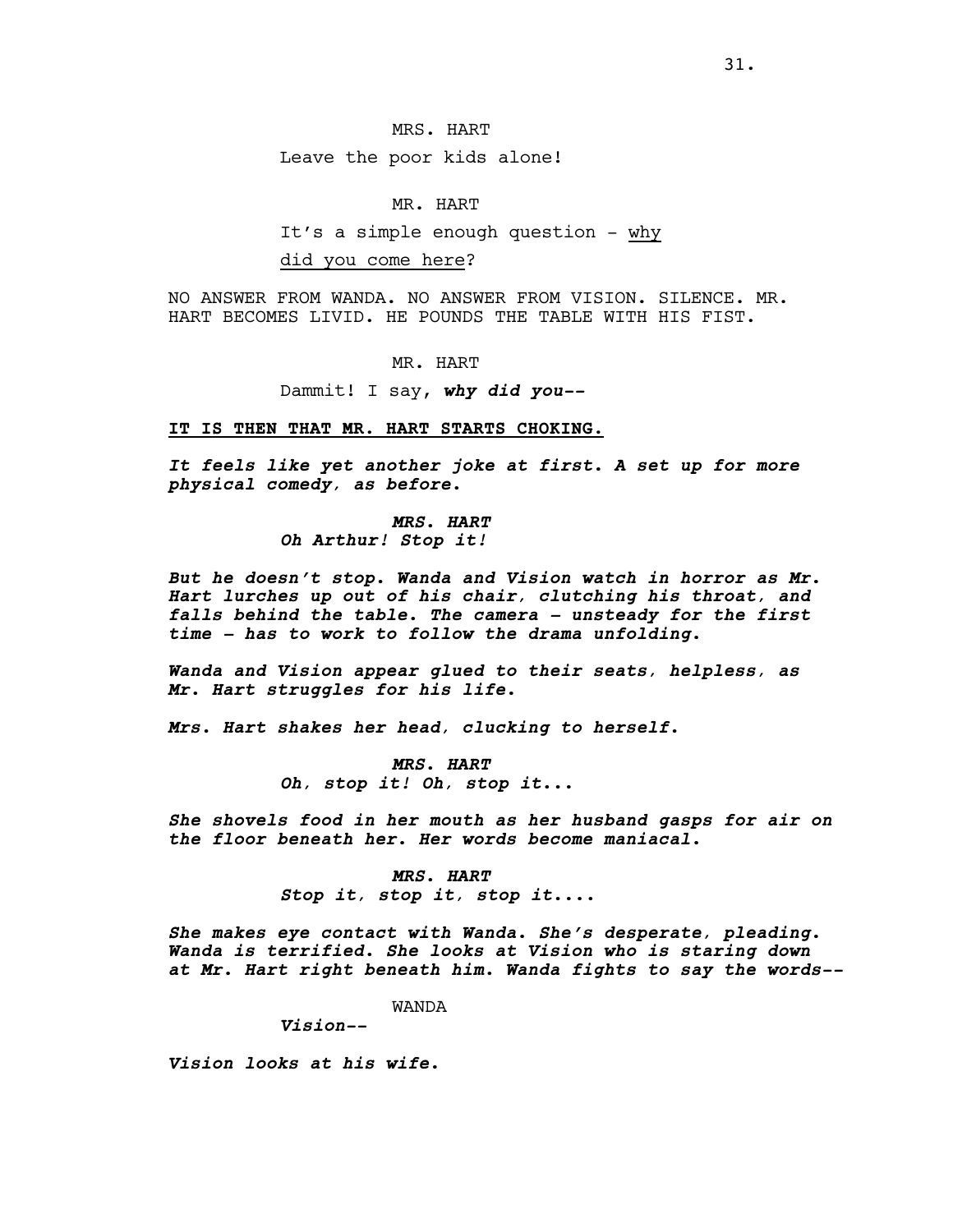MRS. HART

Leave the poor kids alone!

MR. HART

It's a simple enough question - <u>why did you come here</u>?

NO ANSWER FROM WANDA. NO ANSWER FROM VISION. SILENCE. MR. HART BECOMES LIVID. HE POUNDS THE TABLE WITH HIS FIST.

MR. HART

Dammit! I say, ***why did you--***

**<u>IT IS THEN THAT MR. HART STARTS CHOKING.</u>**

***It feels like yet another joke at first. A set up for more physical comedy, as before.***

***MRS. HART***

***Oh Arthur! Stop it!***

***But he doesn't stop. Wanda and Vision watch in horror as Mr. Hart lurches up out of his chair, clutching his throat, and falls behind the table. The camera - unsteady for the first time - has to work to follow the drama unfolding.***

***Wanda and Vision appear glued to their seats, helpless, as Mr. Hart struggles for his life.***

***Mrs. Hart shakes her head, clucking to herself.***

***MRS. HART***

***Oh, stop it! Oh, stop it...***

***She shovels food in her mouth as her husband gasps for air on the floor beneath her. Her words become maniacal.***

***MRS. HART***

***Stop it, stop it, stop it....***

***She makes eye contact with Wanda. She's desperate, pleading. Wanda is terrified. She looks at Vision who is staring down at Mr. Hart right beneath him. Wanda fights to say the words--***

WANDA

***Vision--***

***Vision looks at his wife.***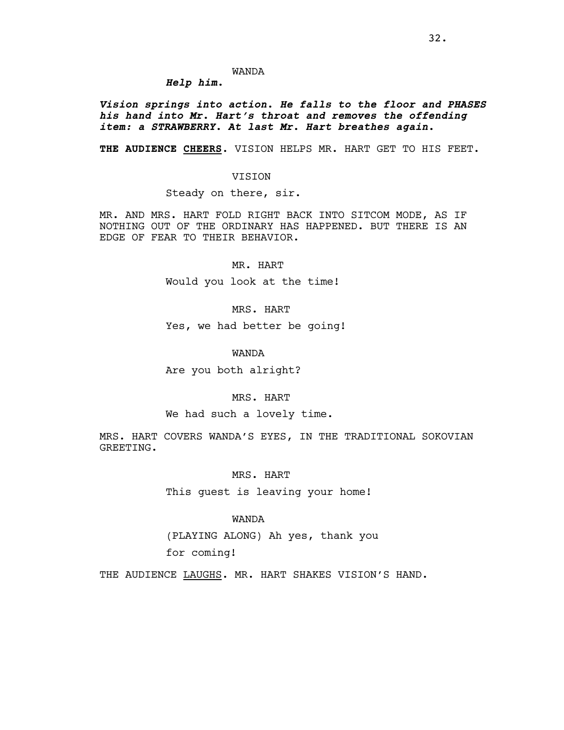WANDA

***Help him.***

***Vision springs into action. He falls to the floor and PHASES his hand into Mr. Hart's throat and removes the offending item: a STRAWBERRY. At last Mr. Hart breathes again.***

**THE AUDIENCE <u>CHEERS</u>.** VISION HELPS MR. HART GET TO HIS FEET.

VISION

Steady on there, sir.

MR. AND MRS. HART FOLD RIGHT BACK INTO SITCOM MODE, AS IF NOTHING OUT OF THE ORDINARY HAS HAPPENED. BUT THERE IS AN EDGE OF FEAR TO THEIR BEHAVIOR.

MR. HART

Would you look at the time!

MRS. HART

Yes, we had better be going!

WANDA

Are you both alright?

MRS. HART

We had such a lovely time.

MRS. HART COVERS WANDA'S EYES, IN THE TRADITIONAL SOKOVIAN GREETING.

MRS. HART

This guest is leaving your home!

WANDA

(PLAYING ALONG) Ah yes, thank you for coming!

THE AUDIENCE <u>LAUGHS</u>. MR. HART SHAKES VISION'S HAND.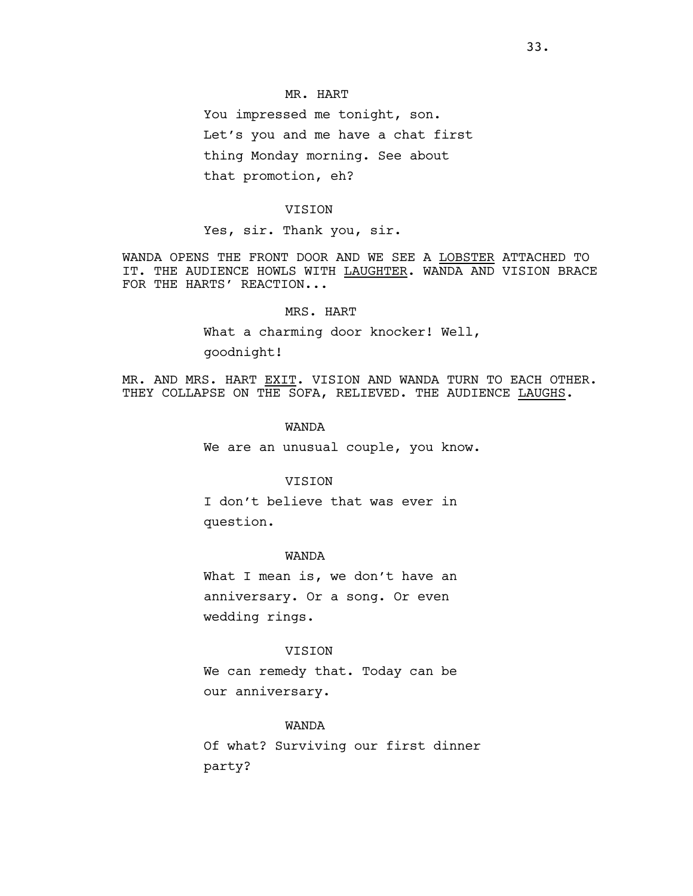MR. HART

You impressed me tonight, son. Let's you and me have a chat first thing Monday morning. See about that promotion, eh?

VISION

Yes, sir. Thank you, sir.

WANDA OPENS THE FRONT DOOR AND WE SEE A <u>LOBSTER</u> ATTACHED TO IT. THE AUDIENCE HOWLS WITH <u>LAUGHTER</u>. WANDA AND VISION BRACE FOR THE HARTS' REACTION...

MRS. HART

What a charming door knocker! Well, goodnight!

MR. AND MRS. HART <u>EXIT</u>. VISION AND WANDA TURN TO EACH OTHER. THEY COLLAPSE ON THE SOFA, RELIEVED. THE AUDIENCE <u>LAUGHS</u>.

WANDA

We are an unusual couple, you know.

VISION

I don't believe that was ever in question.

WANDA

What I mean is, we don't have an anniversary. Or a song. Or even wedding rings.

VISION

We can remedy that. Today can be our anniversary.

WANDA

Of what? Surviving our first dinner party?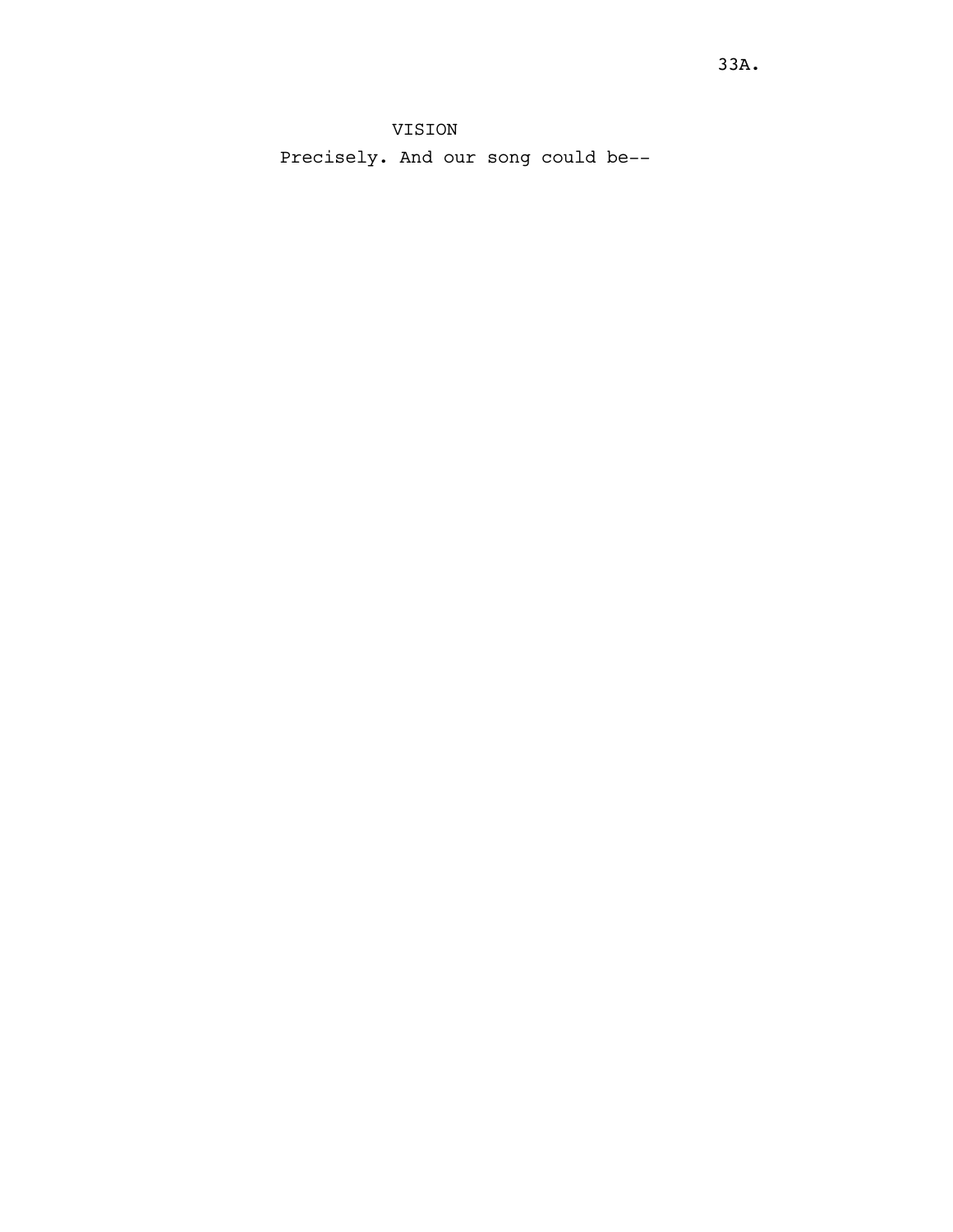VISION

Precisely. And our song could be--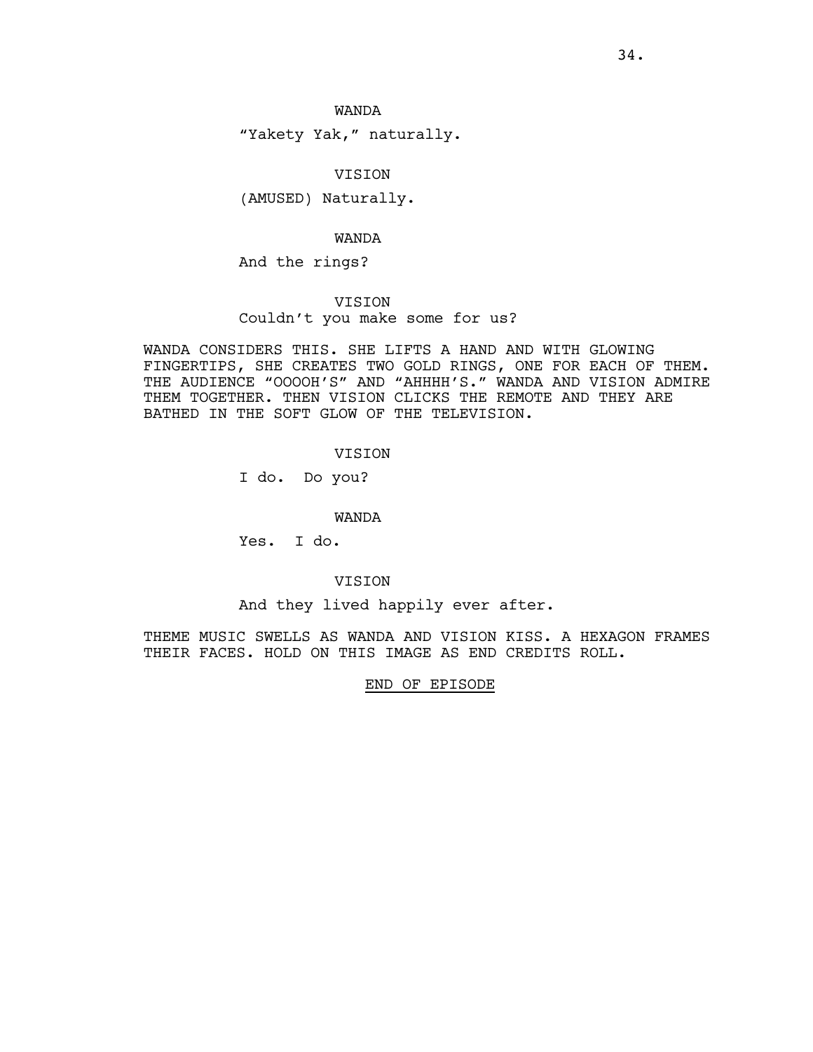WANDA

"Yakety Yak," naturally.

VISION

(AMUSED) Naturally.

WANDA

And the rings?

VISION

Couldn't you make some for us?

WANDA CONSIDERS THIS. SHE LIFTS A HAND AND WITH GLOWING FINGERTIPS, SHE CREATES TWO GOLD RINGS, ONE FOR EACH OF THEM. THE AUDIENCE "OOOOH'S" AND "AHHHH'S." WANDA AND VISION ADMIRE THEM TOGETHER. THEN VISION CLICKS THE REMOTE AND THEY ARE BATHED IN THE SOFT GLOW OF THE TELEVISION.

VISION

I do. Do you?

WANDA

Yes. I do.

VISION

And they lived happily ever after.

THEME MUSIC SWELLS AS WANDA AND VISION KISS. A HEXAGON FRAMES THEIR FACES. HOLD ON THIS IMAGE AS END CREDITS ROLL.

END OF EPISODE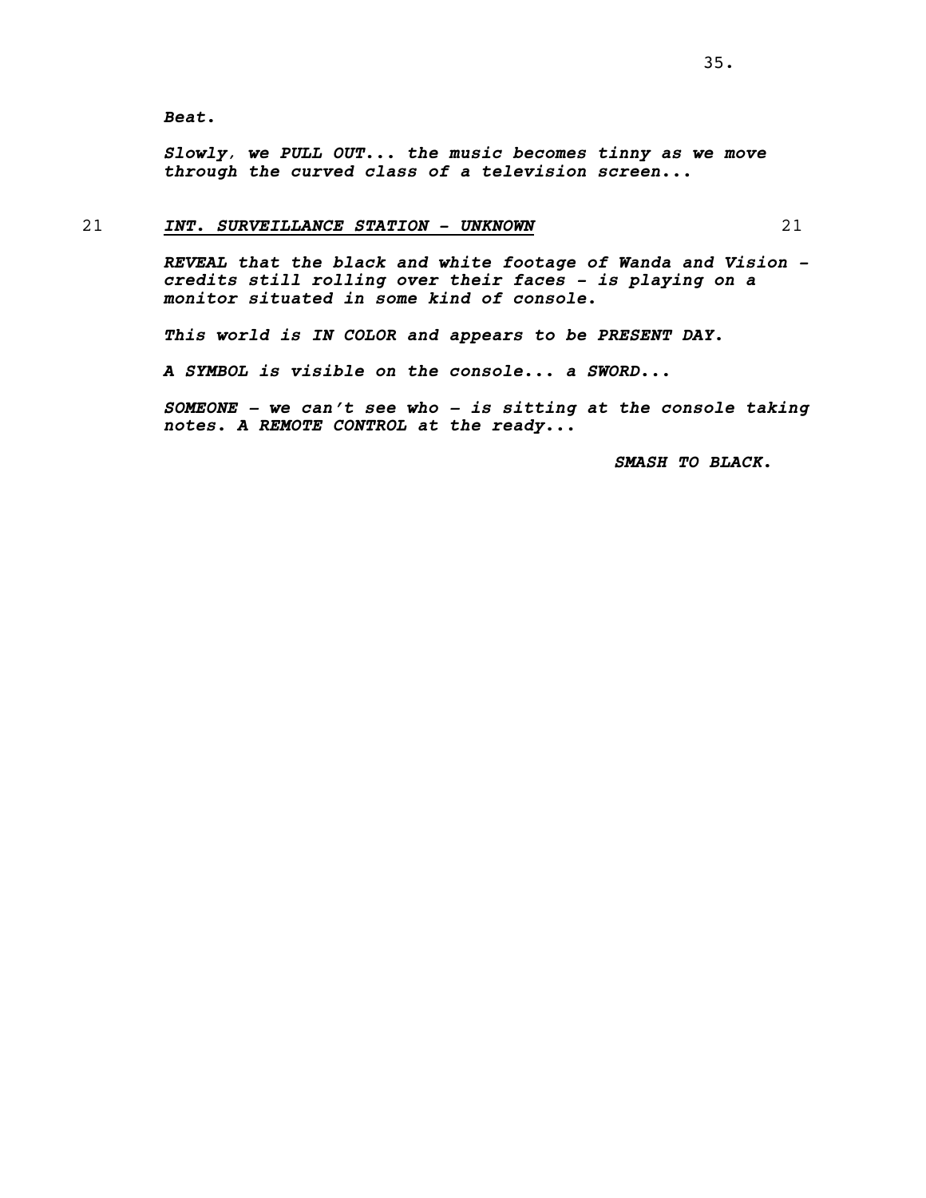***Beat.***

***Slowly, we PULL OUT... the music becomes tinny as we move through the curved class of a television screen...***

21 ***INT. SURVEILLANCE STATION - UNKNOWN*** 21

***REVEAL that the black and white footage of Wanda and Vision - credits still rolling over their faces - is playing on a monitor situated in some kind of console.***

***This world is IN COLOR and appears to be PRESENT DAY.***

***A SYMBOL is visible on the console... a SWORD...***

***SOMEONE – we can't see who – is sitting at the console taking notes. A REMOTE CONTROL at the ready...***

***SMASH TO BLACK.***